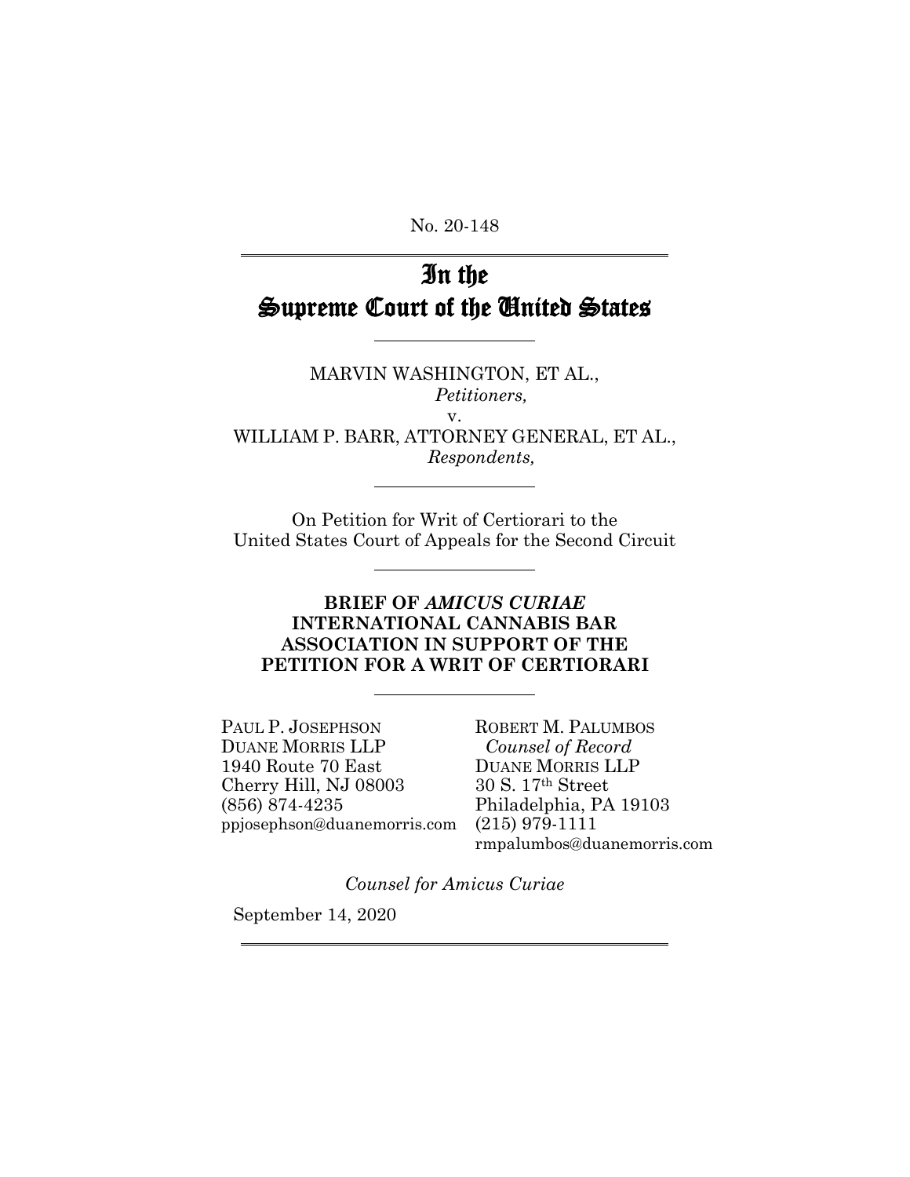No. 20-148

# In the Supreme Court of the United States

MARVIN WASHINGTON, ET AL.,
*Petitioners,*
v.
WILLIAM P. BARR, ATTORNEY GENERAL, ET AL.,
*Respondents,*

On Petition for Writ of Certiorari to the United States Court of Appeals for the Second Circuit

**BRIEF OF *AMICUS CURIAE* INTERNATIONAL CANNABIS BAR ASSOCIATION IN SUPPORT OF THE PETITION FOR A WRIT OF CERTIORARI**

PAUL P. JOSEPHSON
DUANE MORRIS LLP
1940 Route 70 East
Cherry Hill, NJ 08003
(856) 874-4235
ppjosephson@duanemorris.com

ROBERT M. PALUMBOS
*Counsel of Record*
DUANE MORRIS LLP
30 S. 17th Street
Philadelphia, PA 19103
(215) 979-1111
rmpalumbos@duanemorris.com

*Counsel for Amicus Curiae*

September 14, 2020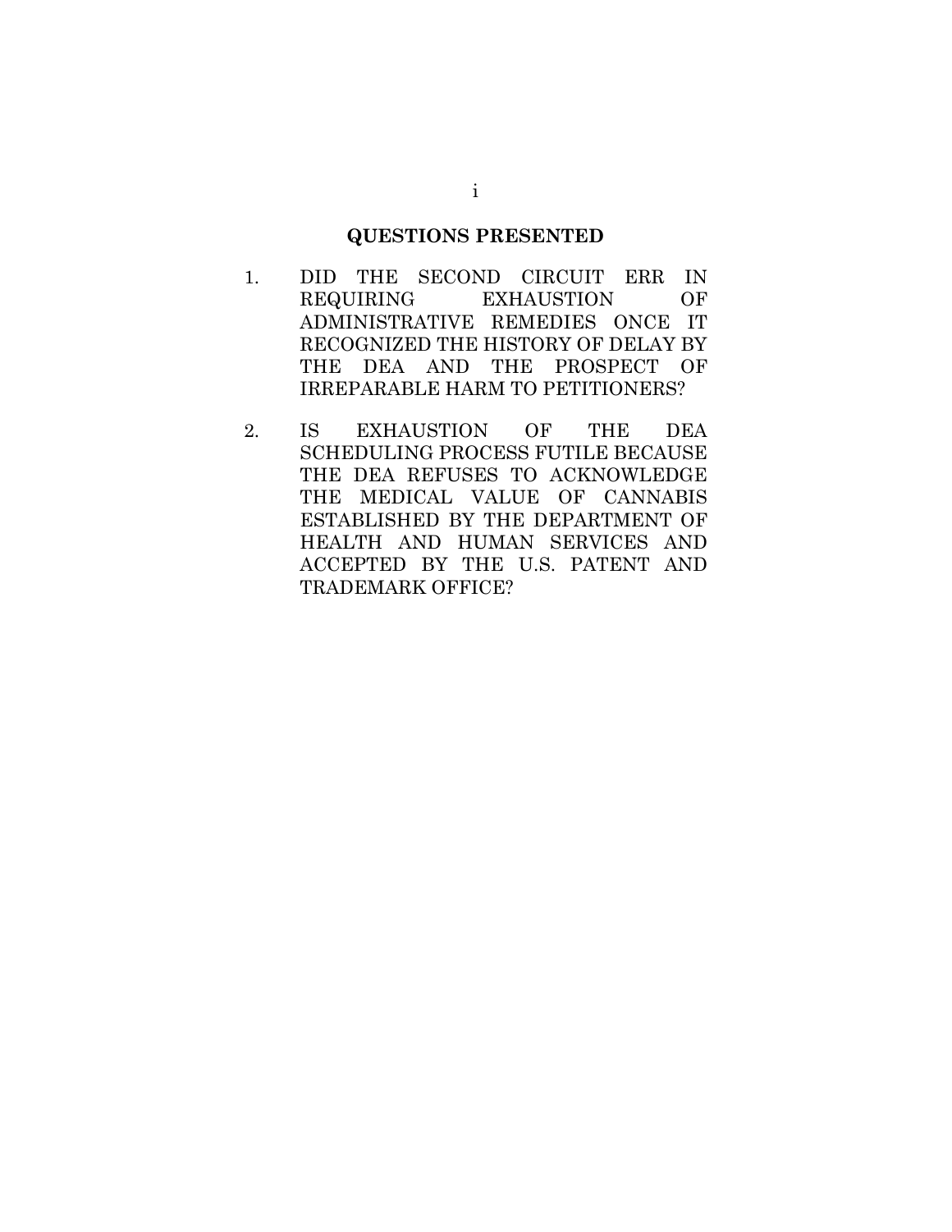## QUESTIONS PRESENTED

1. DID THE SECOND CIRCUIT ERR IN REQUIRING EXHAUSTION OF ADMINISTRATIVE REMEDIES ONCE IT RECOGNIZED THE HISTORY OF DELAY BY THE DEA AND THE PROSPECT OF IRREPARABLE HARM TO PETITIONERS?

2. IS EXHAUSTION OF THE DEA SCHEDULING PROCESS FUTILE BECAUSE THE DEA REFUSES TO ACKNOWLEDGE THE MEDICAL VALUE OF CANNABIS ESTABLISHED BY THE DEPARTMENT OF HEALTH AND HUMAN SERVICES AND ACCEPTED BY THE U.S. PATENT AND TRADEMARK OFFICE?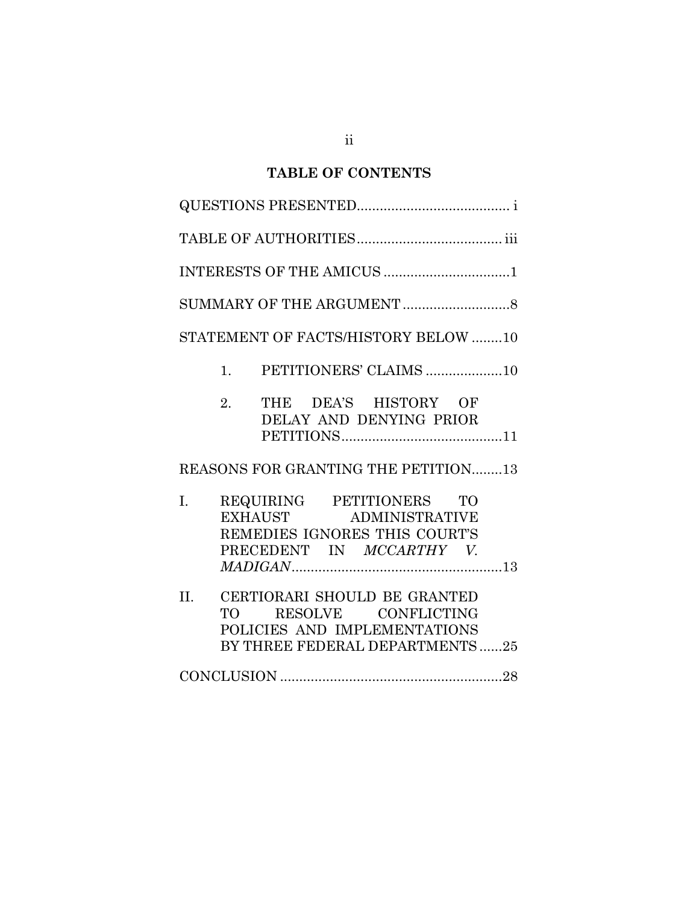## TABLE OF CONTENTS

QUESTIONS PRESENTED........................................ i

TABLE OF AUTHORITIES...................................... iii

INTERESTS OF THE AMICUS .................................1

SUMMARY OF THE ARGUMENT ............................8

STATEMENT OF FACTS/HISTORY BELOW ........10

1. PETITIONERS' CLAIMS ....................10

2. THE DEA'S HISTORY OF DELAY AND DENYING PRIOR PETITIONS..........................................11

REASONS FOR GRANTING THE PETITION........13

I. REQUIRING PETITIONERS TO EXHAUST ADMINISTRATIVE REMEDIES IGNORES THIS COURT'S PRECEDENT IN *MCCARTHY V. MADIGAN*........................................................13

II. CERTIORARI SHOULD BE GRANTED TO RESOLVE CONFLICTING POLICIES AND IMPLEMENTATIONS BY THREE FEDERAL DEPARTMENTS ......25

CONCLUSION ..........................................................28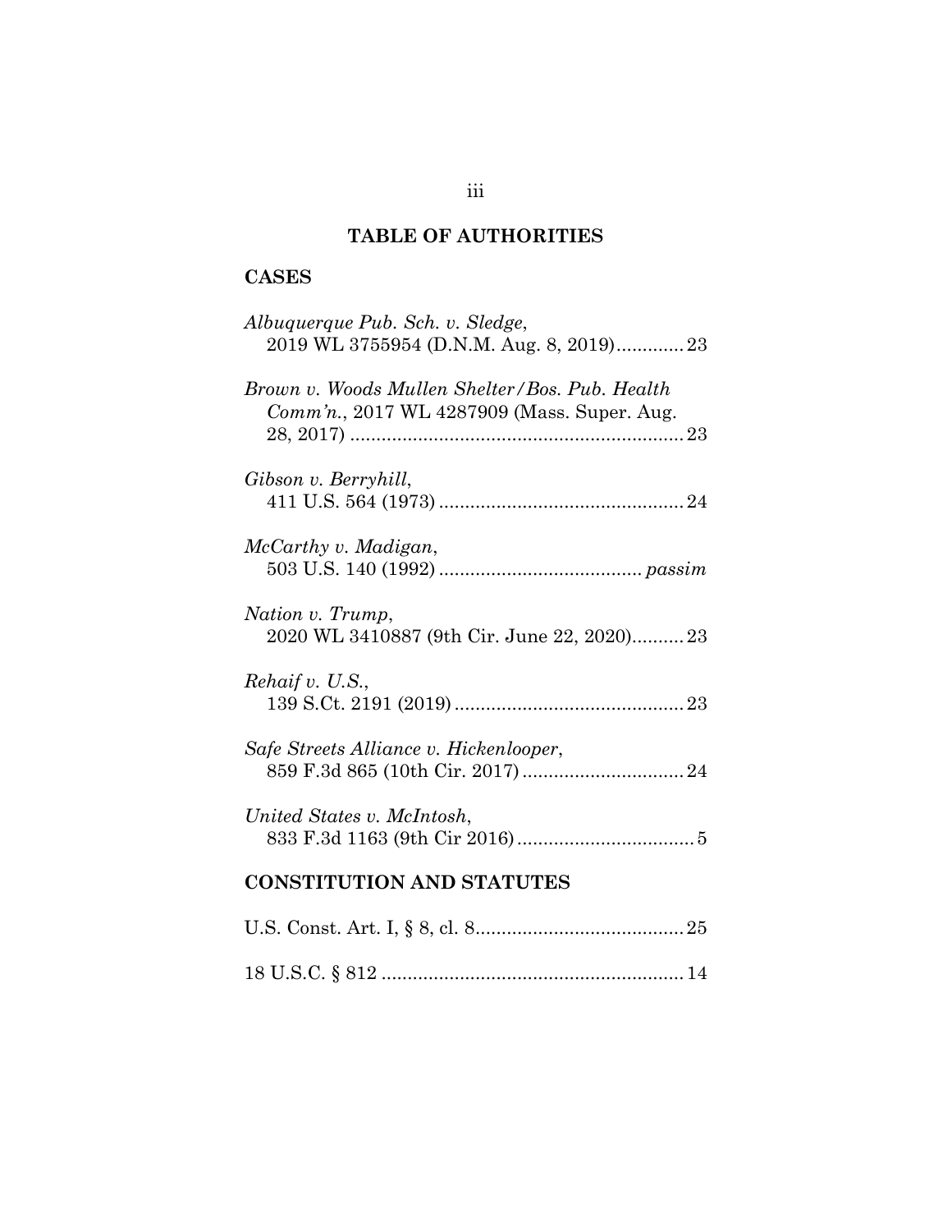## TABLE OF AUTHORITIES

### CASES

*Albuquerque Pub. Sch. v. Sledge*, 2019 WL 3755954 (D.N.M. Aug. 8, 2019)............. 23

*Brown v. Woods Mullen Shelter/Bos. Pub. Health Comm'n.*, 2017 WL 4287909 (Mass. Super. Aug. 28, 2017) ................................................................ 23

*Gibson v. Berryhill*, 411 U.S. 564 (1973) ............................................... 24

*McCarthy v. Madigan*, 503 U.S. 140 (1992) ....................................... *passim*

*Nation v. Trump*, 2020 WL 3410887 (9th Cir. June 22, 2020).......... 23

*Rehaif v. U.S.*, 139 S.Ct. 2191 (2019) ............................................ 23

*Safe Streets Alliance v. Hickenlooper*, 859 F.3d 865 (10th Cir. 2017) ............................... 24

*United States v. McIntosh*, 833 F.3d 1163 (9th Cir 2016) .................................. 5

### CONSTITUTION AND STATUTES

U.S. Const. Art. I, § 8, cl. 8........................................ 25

18 U.S.C. § 812 .......................................................... 14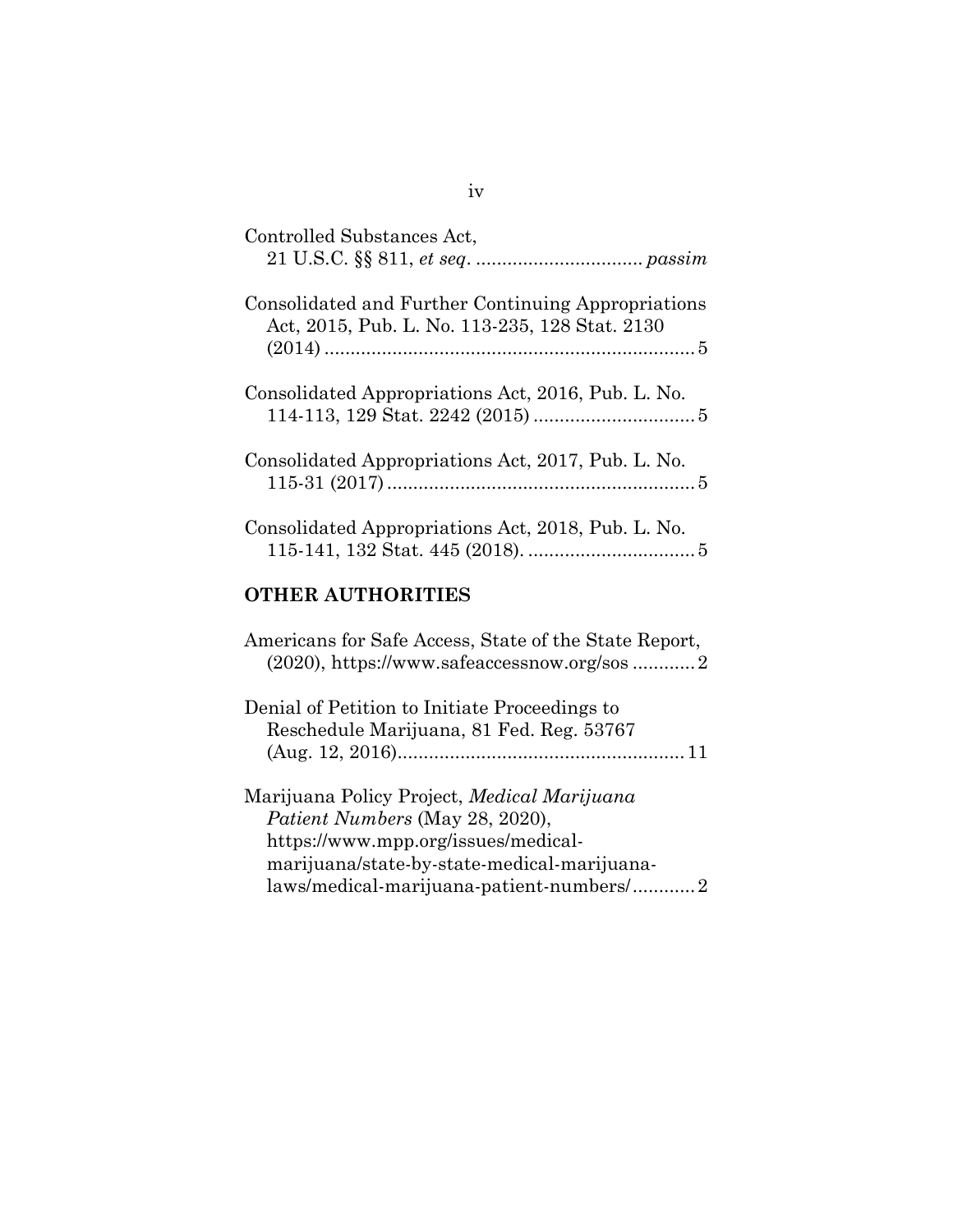Controlled Substances Act,
21 U.S.C. §§ 811, *et seq*. ................................ *passim*

Consolidated and Further Continuing Appropriations Act, 2015, Pub. L. No. 113-235, 128 Stat. 2130 (2014) ........................................................................ 5

Consolidated Appropriations Act, 2016, Pub. L. No. 114-113, 129 Stat. 2242 (2015) ............................... 5

Consolidated Appropriations Act, 2017, Pub. L. No. 115-31 (2017) ........................................................... 5

Consolidated Appropriations Act, 2018, Pub. L. No. 115-141, 132 Stat. 445 (2018). ................................ 5

## OTHER AUTHORITIES

Americans for Safe Access, State of the State Report, (2020), https://www.safeaccessnow.org/sos ............ 2

Denial of Petition to Initiate Proceedings to Reschedule Marijuana, 81 Fed. Reg. 53767 (Aug. 12, 2016)....................................................... 11

Marijuana Policy Project, *Medical Marijuana Patient Numbers* (May 28, 2020), https://www.mpp.org/issues/medical-marijuana/state-by-state-medical-marijuana-laws/medical-marijuana-patient-numbers/............ 2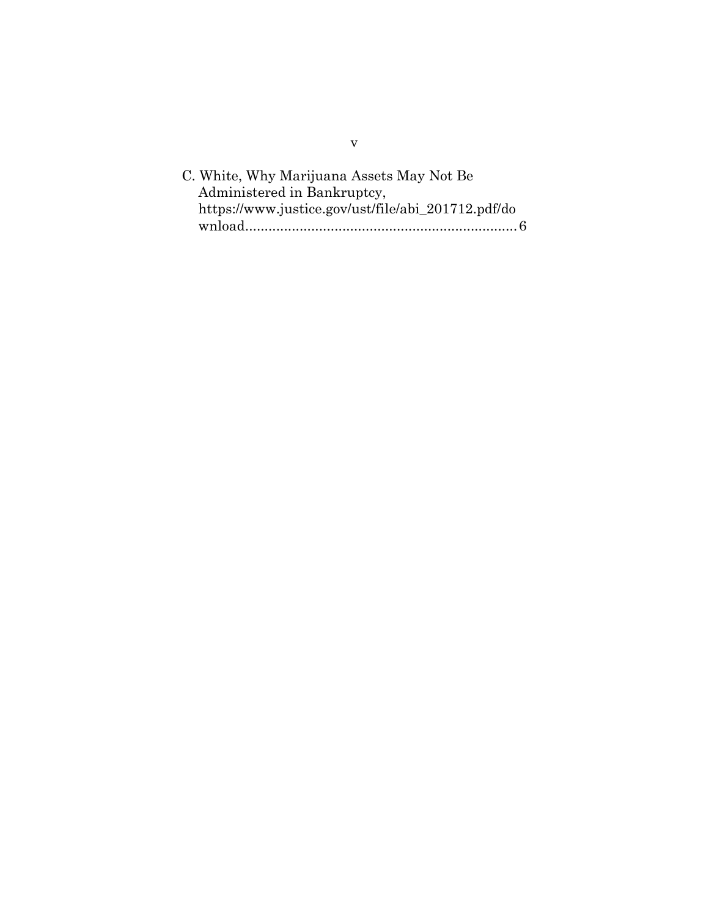C. White, Why Marijuana Assets May Not Be Administered in Bankruptcy, https://www.justice.gov/ust/file/abi_201712.pdf/download.................................................................... 6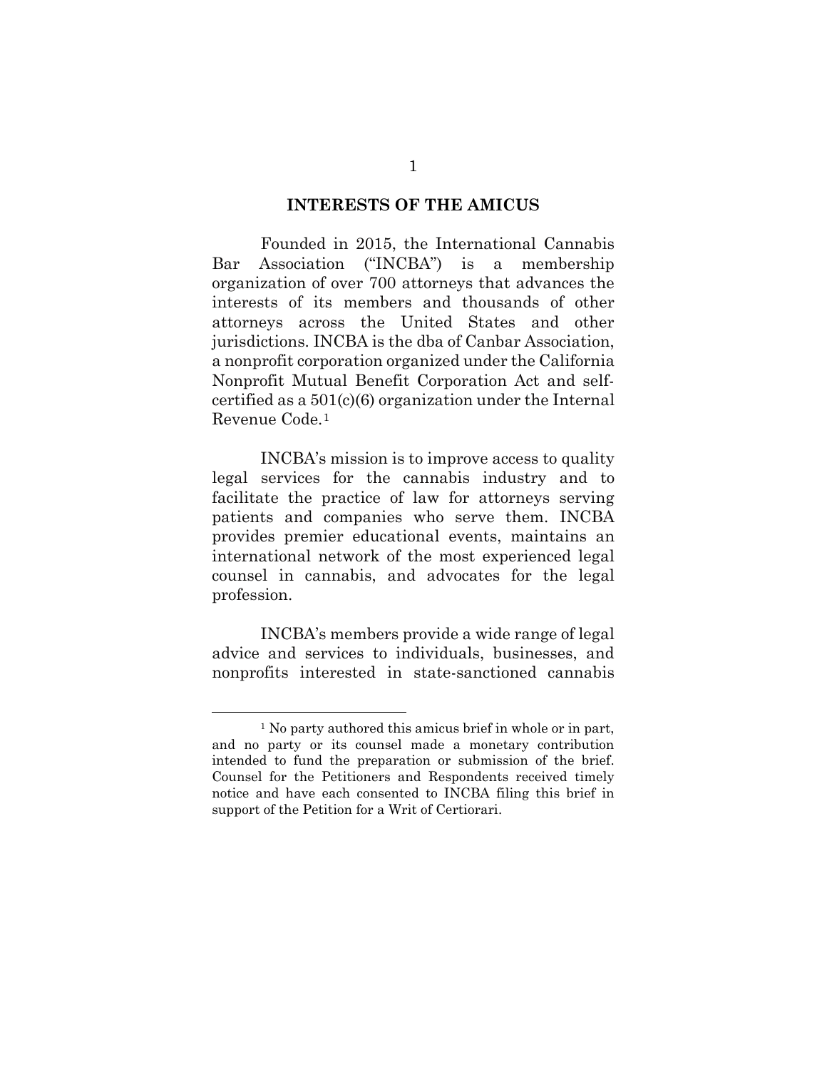## INTERESTS OF THE AMICUS

Founded in 2015, the International Cannabis Bar Association ("INCBA") is a membership organization of over 700 attorneys that advances the interests of its members and thousands of other attorneys across the United States and other jurisdictions. INCBA is the dba of Canbar Association, a nonprofit corporation organized under the California Nonprofit Mutual Benefit Corporation Act and self-certified as a 501(c)(6) organization under the Internal Revenue Code.[1]

INCBA's mission is to improve access to quality legal services for the cannabis industry and to facilitate the practice of law for attorneys serving patients and companies who serve them. INCBA provides premier educational events, maintains an international network of the most experienced legal counsel in cannabis, and advocates for the legal profession.

INCBA's members provide a wide range of legal advice and services to individuals, businesses, and nonprofits interested in state-sanctioned cannabis

[1] No party authored this amicus brief in whole or in part, and no party or its counsel made a monetary contribution intended to fund the preparation or submission of the brief. Counsel for the Petitioners and Respondents received timely notice and have each consented to INCBA filing this brief in support of the Petition for a Writ of Certiorari.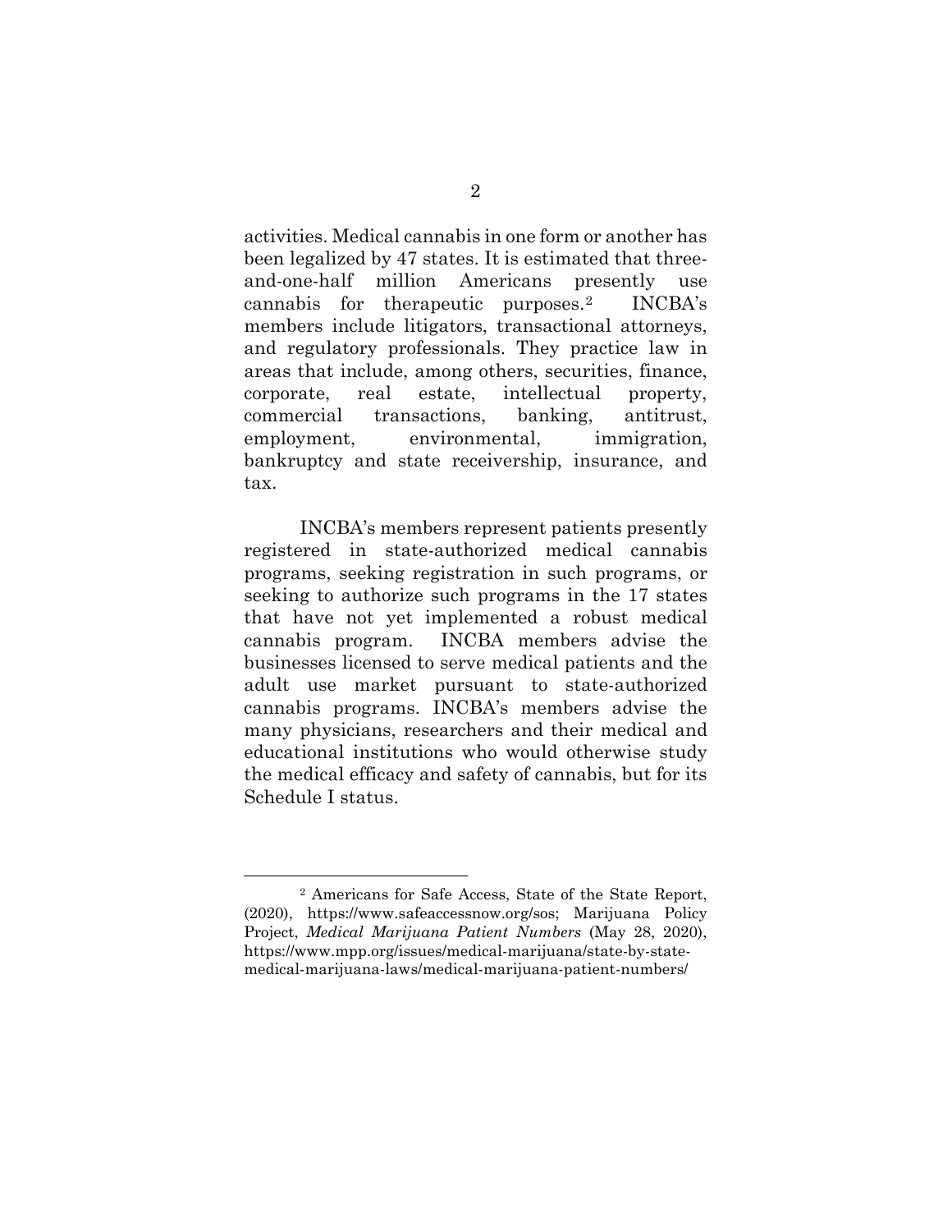activities. Medical cannabis in one form or another has been legalized by 47 states. It is estimated that three-and-one-half million Americans presently use cannabis for therapeutic purposes.[2] INCBA's members include litigators, transactional attorneys, and regulatory professionals. They practice law in areas that include, among others, securities, finance, corporate, real estate, intellectual property, commercial transactions, banking, antitrust, employment, environmental, immigration, bankruptcy and state receivership, insurance, and tax.

INCBA's members represent patients presently registered in state-authorized medical cannabis programs, seeking registration in such programs, or seeking to authorize such programs in the 17 states that have not yet implemented a robust medical cannabis program. INCBA members advise the businesses licensed to serve medical patients and the adult use market pursuant to state-authorized cannabis programs. INCBA's members advise the many physicians, researchers and their medical and educational institutions who would otherwise study the medical efficacy and safety of cannabis, but for its Schedule I status.

---

[2] Americans for Safe Access, State of the State Report, (2020), https://www.safeaccessnow.org/sos; Marijuana Policy Project, *Medical Marijuana Patient Numbers* (May 28, 2020), https://www.mpp.org/issues/medical-marijuana/state-by-state-medical-marijuana-laws/medical-marijuana-patient-numbers/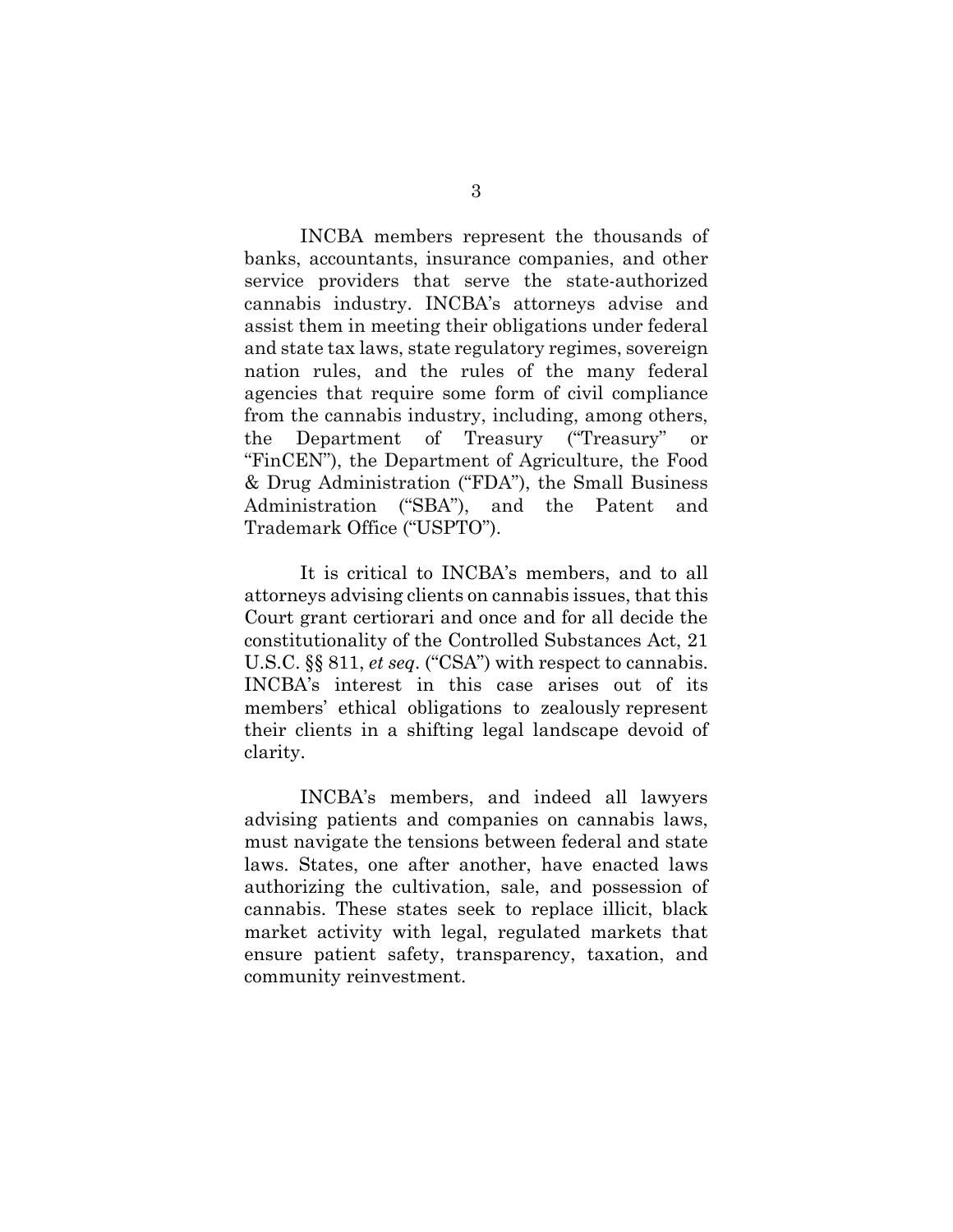INCBA members represent the thousands of banks, accountants, insurance companies, and other service providers that serve the state-authorized cannabis industry. INCBA's attorneys advise and assist them in meeting their obligations under federal and state tax laws, state regulatory regimes, sovereign nation rules, and the rules of the many federal agencies that require some form of civil compliance from the cannabis industry, including, among others, the Department of Treasury ("Treasury" or "FinCEN"), the Department of Agriculture, the Food & Drug Administration ("FDA"), the Small Business Administration ("SBA"), and the Patent and Trademark Office ("USPTO").

It is critical to INCBA's members, and to all attorneys advising clients on cannabis issues, that this Court grant certiorari and once and for all decide the constitutionality of the Controlled Substances Act, 21 U.S.C. §§ 811, *et seq*. ("CSA") with respect to cannabis. INCBA's interest in this case arises out of its members' ethical obligations to zealously represent their clients in a shifting legal landscape devoid of clarity.

INCBA's members, and indeed all lawyers advising patients and companies on cannabis laws, must navigate the tensions between federal and state laws. States, one after another, have enacted laws authorizing the cultivation, sale, and possession of cannabis. These states seek to replace illicit, black market activity with legal, regulated markets that ensure patient safety, transparency, taxation, and community reinvestment.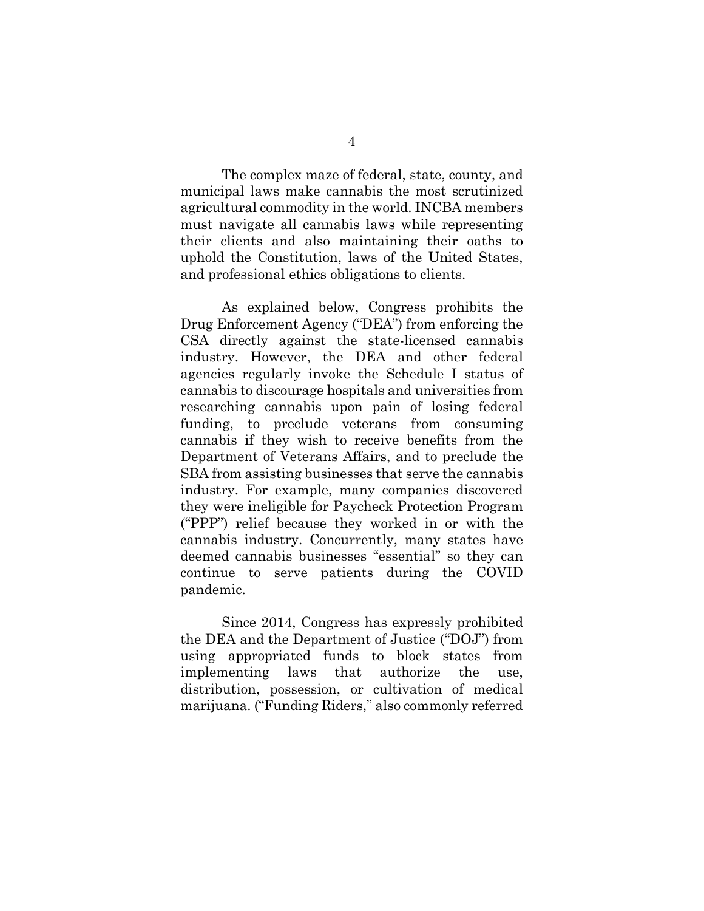The complex maze of federal, state, county, and municipal laws make cannabis the most scrutinized agricultural commodity in the world. INCBA members must navigate all cannabis laws while representing their clients and also maintaining their oaths to uphold the Constitution, laws of the United States, and professional ethics obligations to clients.

As explained below, Congress prohibits the Drug Enforcement Agency ("DEA") from enforcing the CSA directly against the state-licensed cannabis industry. However, the DEA and other federal agencies regularly invoke the Schedule I status of cannabis to discourage hospitals and universities from researching cannabis upon pain of losing federal funding, to preclude veterans from consuming cannabis if they wish to receive benefits from the Department of Veterans Affairs, and to preclude the SBA from assisting businesses that serve the cannabis industry. For example, many companies discovered they were ineligible for Paycheck Protection Program ("PPP") relief because they worked in or with the cannabis industry. Concurrently, many states have deemed cannabis businesses "essential" so they can continue to serve patients during the COVID pandemic.

Since 2014, Congress has expressly prohibited the DEA and the Department of Justice ("DOJ") from using appropriated funds to block states from implementing laws that authorize the use, distribution, possession, or cultivation of medical marijuana. ("Funding Riders," also commonly referred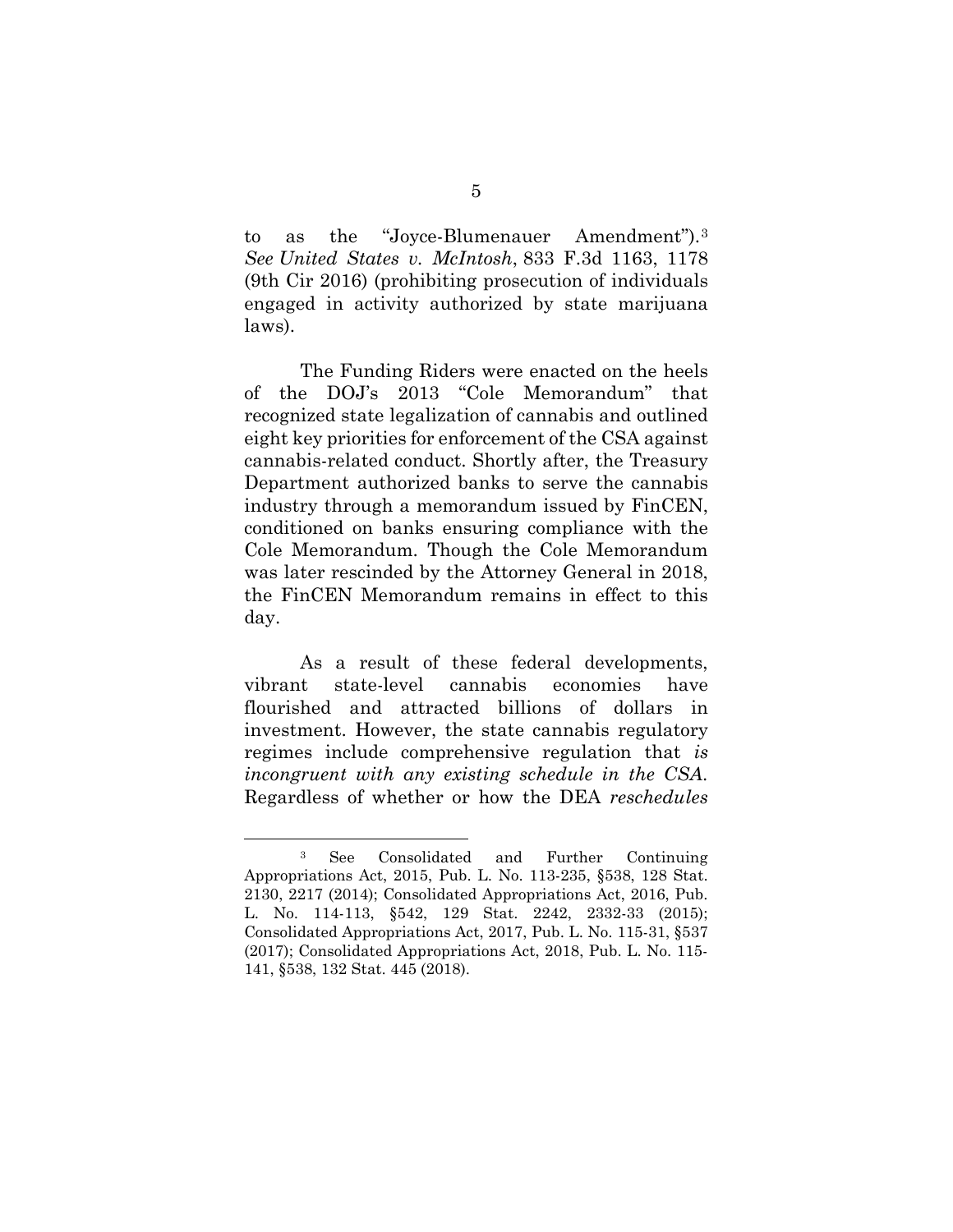to as the "Joyce-Blumenauer Amendment").[3] *See United States v. McIntosh*, 833 F.3d 1163, 1178 (9th Cir 2016) (prohibiting prosecution of individuals engaged in activity authorized by state marijuana laws).

The Funding Riders were enacted on the heels of the DOJ's 2013 "Cole Memorandum" that recognized state legalization of cannabis and outlined eight key priorities for enforcement of the CSA against cannabis-related conduct. Shortly after, the Treasury Department authorized banks to serve the cannabis industry through a memorandum issued by FinCEN, conditioned on banks ensuring compliance with the Cole Memorandum. Though the Cole Memorandum was later rescinded by the Attorney General in 2018, the FinCEN Memorandum remains in effect to this day.

As a result of these federal developments, vibrant state-level cannabis economies have flourished and attracted billions of dollars in investment. However, the state cannabis regulatory regimes include comprehensive regulation that *is incongruent with any existing schedule in the CSA.* Regardless of whether or how the DEA *reschedules*

---

[3] See Consolidated and Further Continuing Appropriations Act, 2015, Pub. L. No. 113-235, §538, 128 Stat. 2130, 2217 (2014); Consolidated Appropriations Act, 2016, Pub. L. No. 114-113, §542, 129 Stat. 2242, 2332-33 (2015); Consolidated Appropriations Act, 2017, Pub. L. No. 115-31, §537 (2017); Consolidated Appropriations Act, 2018, Pub. L. No. 115-141, §538, 132 Stat. 445 (2018).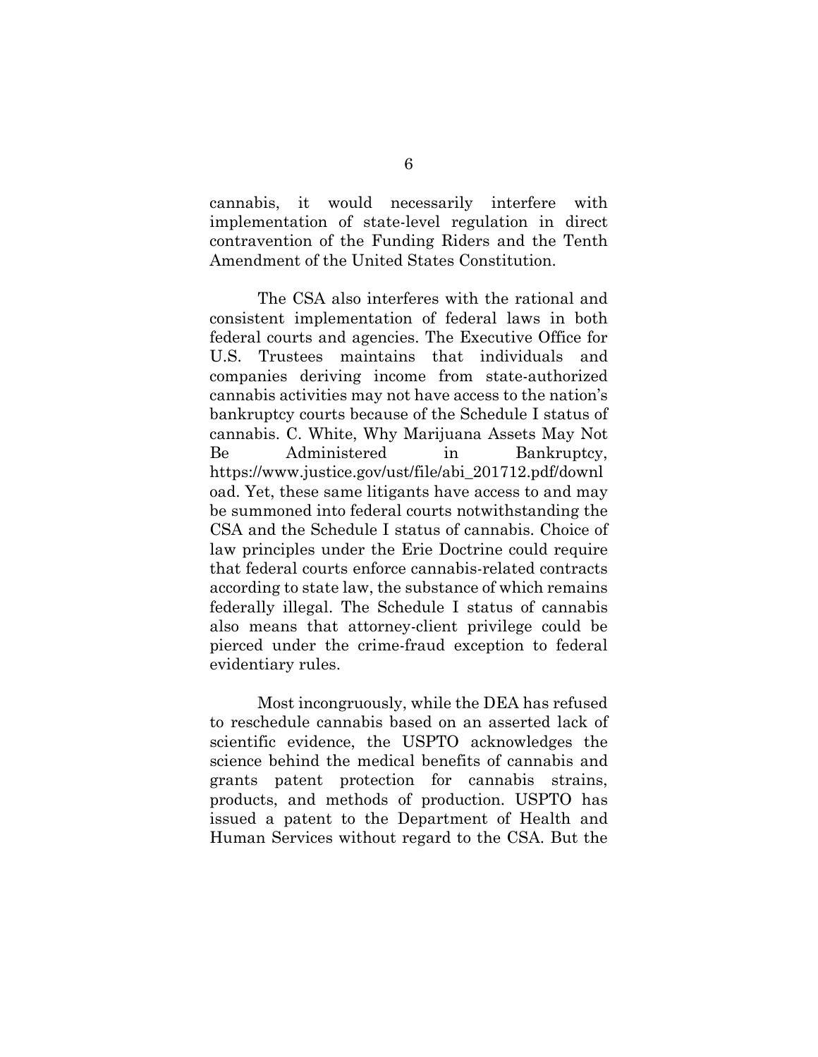cannabis, it would necessarily interfere with implementation of state-level regulation in direct contravention of the Funding Riders and the Tenth Amendment of the United States Constitution.

The CSA also interferes with the rational and consistent implementation of federal laws in both federal courts and agencies. The Executive Office for U.S. Trustees maintains that individuals and companies deriving income from state-authorized cannabis activities may not have access to the nation's bankruptcy courts because of the Schedule I status of cannabis. C. White, Why Marijuana Assets May Not Be Administered in Bankruptcy, https://www.justice.gov/ust/file/abi_201712.pdf/download. Yet, these same litigants have access to and may be summoned into federal courts notwithstanding the CSA and the Schedule I status of cannabis. Choice of law principles under the Erie Doctrine could require that federal courts enforce cannabis-related contracts according to state law, the substance of which remains federally illegal. The Schedule I status of cannabis also means that attorney-client privilege could be pierced under the crime-fraud exception to federal evidentiary rules.

Most incongruously, while the DEA has refused to reschedule cannabis based on an asserted lack of scientific evidence, the USPTO acknowledges the science behind the medical benefits of cannabis and grants patent protection for cannabis strains, products, and methods of production. USPTO has issued a patent to the Department of Health and Human Services without regard to the CSA. But the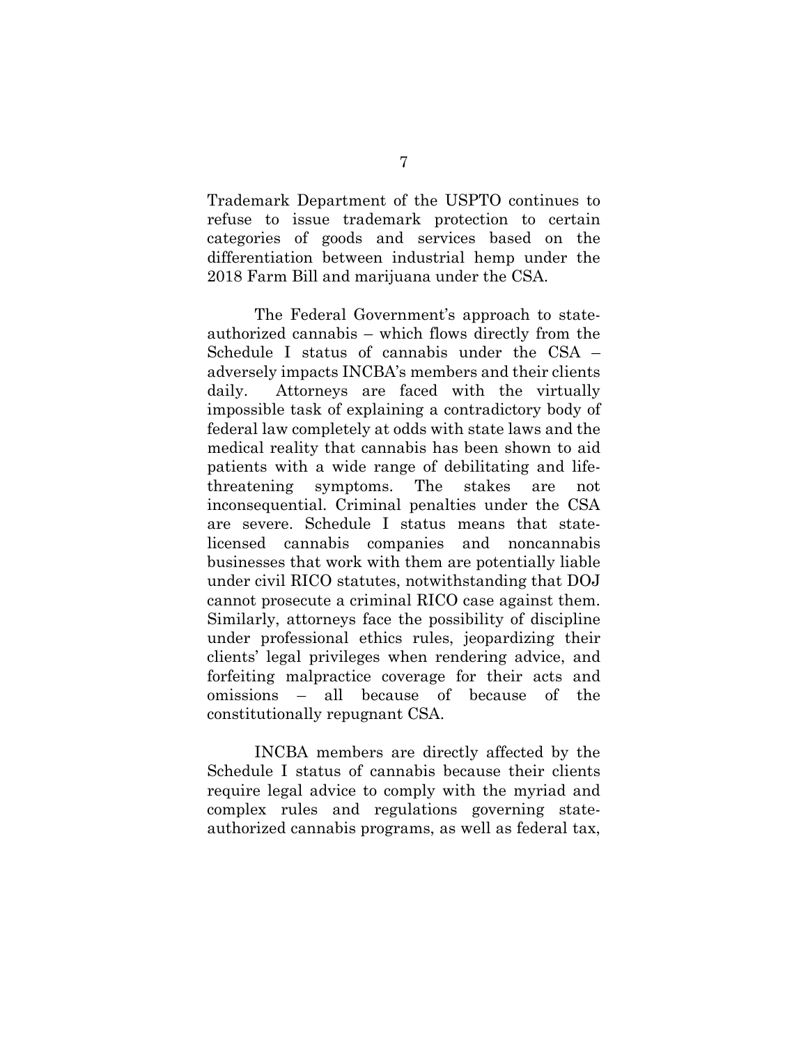Trademark Department of the USPTO continues to refuse to issue trademark protection to certain categories of goods and services based on the differentiation between industrial hemp under the 2018 Farm Bill and marijuana under the CSA.

The Federal Government's approach to state-authorized cannabis – which flows directly from the Schedule I status of cannabis under the CSA – adversely impacts INCBA's members and their clients daily. Attorneys are faced with the virtually impossible task of explaining a contradictory body of federal law completely at odds with state laws and the medical reality that cannabis has been shown to aid patients with a wide range of debilitating and life-threatening symptoms. The stakes are not inconsequential. Criminal penalties under the CSA are severe. Schedule I status means that state-licensed cannabis companies and noncannabis businesses that work with them are potentially liable under civil RICO statutes, notwithstanding that DOJ cannot prosecute a criminal RICO case against them. Similarly, attorneys face the possibility of discipline under professional ethics rules, jeopardizing their clients' legal privileges when rendering advice, and forfeiting malpractice coverage for their acts and omissions – all because of because of the constitutionally repugnant CSA.

INCBA members are directly affected by the Schedule I status of cannabis because their clients require legal advice to comply with the myriad and complex rules and regulations governing state-authorized cannabis programs, as well as federal tax,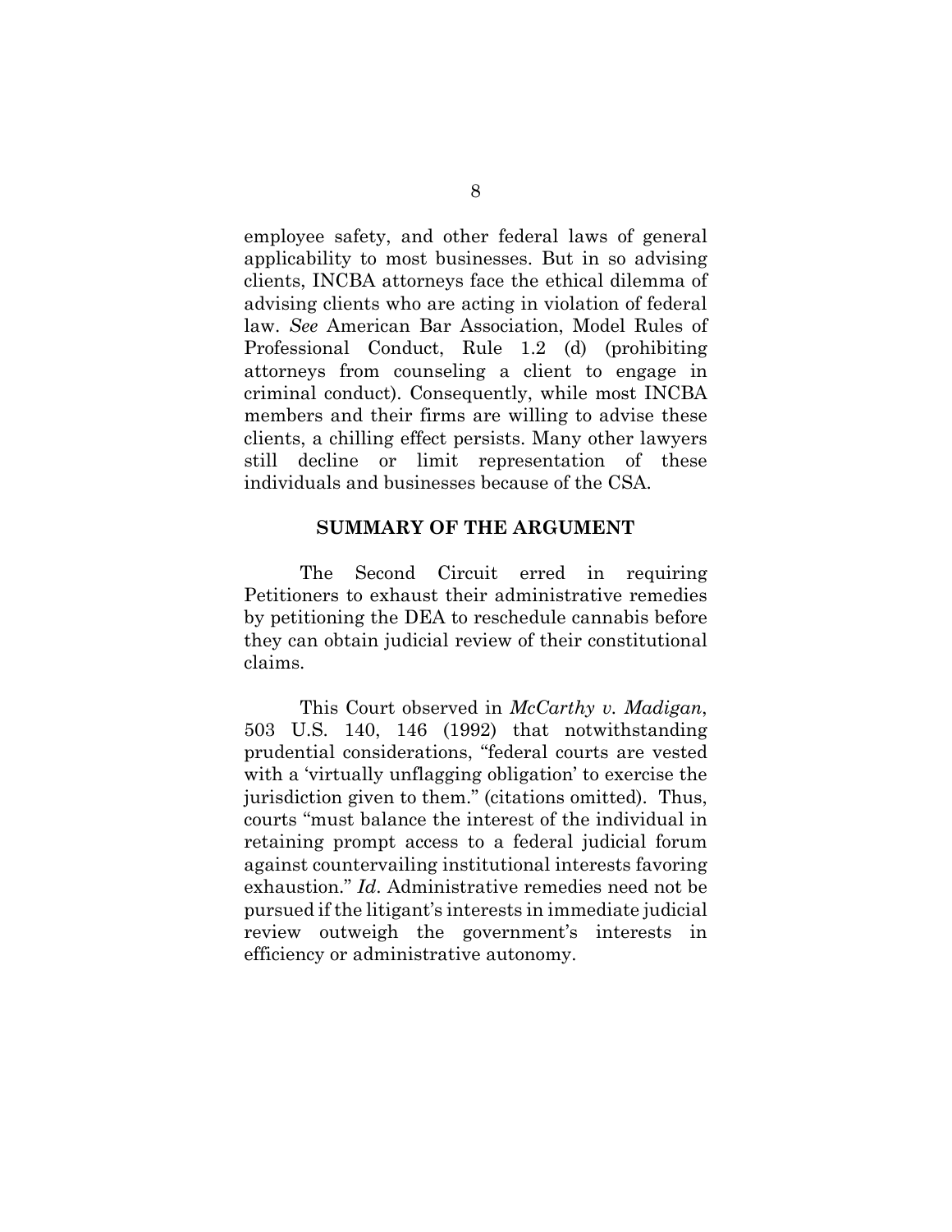employee safety, and other federal laws of general applicability to most businesses. But in so advising clients, INCBA attorneys face the ethical dilemma of advising clients who are acting in violation of federal law. *See* American Bar Association, Model Rules of Professional Conduct, Rule 1.2 (d) (prohibiting attorneys from counseling a client to engage in criminal conduct). Consequently, while most INCBA members and their firms are willing to advise these clients, a chilling effect persists. Many other lawyers still decline or limit representation of these individuals and businesses because of the CSA.

## SUMMARY OF THE ARGUMENT

The Second Circuit erred in requiring Petitioners to exhaust their administrative remedies by petitioning the DEA to reschedule cannabis before they can obtain judicial review of their constitutional claims.

This Court observed in *McCarthy v. Madigan*, 503 U.S. 140, 146 (1992) that notwithstanding prudential considerations, "federal courts are vested with a 'virtually unflagging obligation' to exercise the jurisdiction given to them." (citations omitted). Thus, courts "must balance the interest of the individual in retaining prompt access to a federal judicial forum against countervailing institutional interests favoring exhaustion." *Id*. Administrative remedies need not be pursued if the litigant's interests in immediate judicial review outweigh the government's interests in efficiency or administrative autonomy.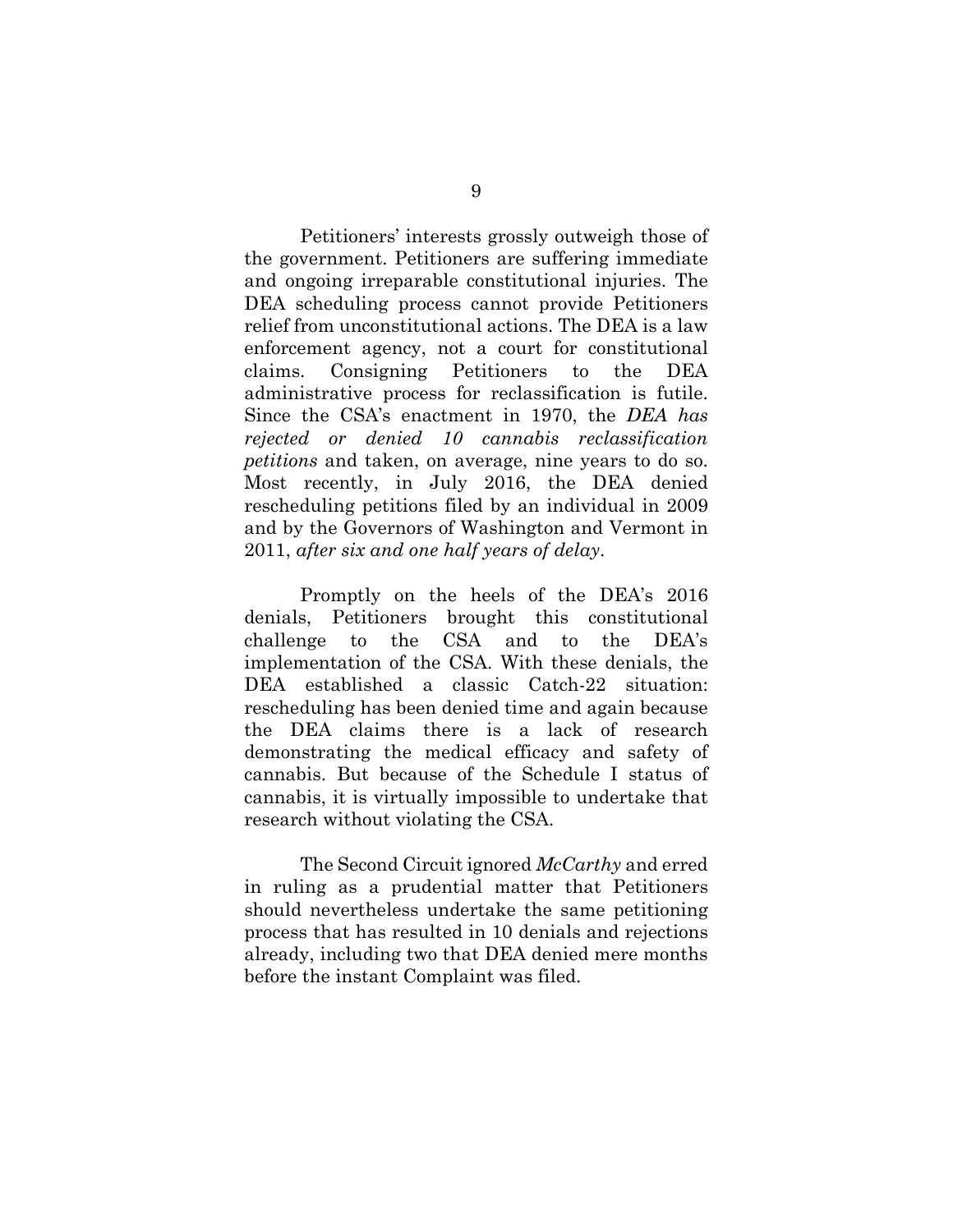Petitioners' interests grossly outweigh those of the government. Petitioners are suffering immediate and ongoing irreparable constitutional injuries. The DEA scheduling process cannot provide Petitioners relief from unconstitutional actions. The DEA is a law enforcement agency, not a court for constitutional claims. Consigning Petitioners to the DEA administrative process for reclassification is futile. Since the CSA's enactment in 1970, the *DEA has rejected or denied 10 cannabis reclassification petitions* and taken, on average, nine years to do so. Most recently, in July 2016, the DEA denied rescheduling petitions filed by an individual in 2009 and by the Governors of Washington and Vermont in 2011, *after six and one half years of delay*.

Promptly on the heels of the DEA's 2016 denials, Petitioners brought this constitutional challenge to the CSA and to the DEA's implementation of the CSA. With these denials, the DEA established a classic Catch-22 situation: rescheduling has been denied time and again because the DEA claims there is a lack of research demonstrating the medical efficacy and safety of cannabis. But because of the Schedule I status of cannabis, it is virtually impossible to undertake that research without violating the CSA.

The Second Circuit ignored *McCarthy* and erred in ruling as a prudential matter that Petitioners should nevertheless undertake the same petitioning process that has resulted in 10 denials and rejections already, including two that DEA denied mere months before the instant Complaint was filed.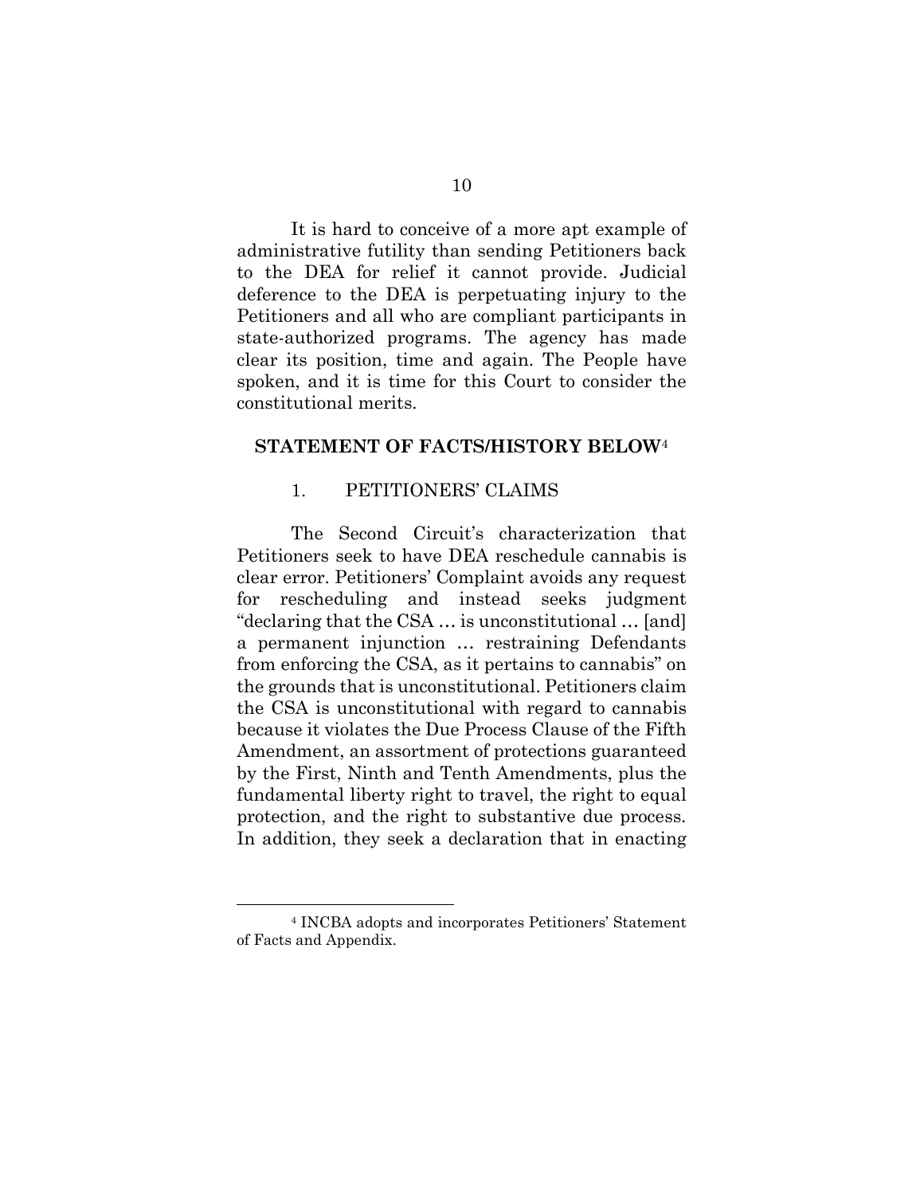It is hard to conceive of a more apt example of administrative futility than sending Petitioners back to the DEA for relief it cannot provide. Judicial deference to the DEA is perpetuating injury to the Petitioners and all who are compliant participants in state-authorized programs. The agency has made clear its position, time and again. The People have spoken, and it is time for this Court to consider the constitutional merits.

## STATEMENT OF FACTS/HISTORY BELOW[4]

### 1. PETITIONERS' CLAIMS

The Second Circuit's characterization that Petitioners seek to have DEA reschedule cannabis is clear error. Petitioners' Complaint avoids any request for rescheduling and instead seeks judgment "declaring that the CSA … is unconstitutional … [and] a permanent injunction … restraining Defendants from enforcing the CSA, as it pertains to cannabis" on the grounds that is unconstitutional. Petitioners claim the CSA is unconstitutional with regard to cannabis because it violates the Due Process Clause of the Fifth Amendment, an assortment of protections guaranteed by the First, Ninth and Tenth Amendments, plus the fundamental liberty right to travel, the right to equal protection, and the right to substantive due process. In addition, they seek a declaration that in enacting

---

[4] INCBA adopts and incorporates Petitioners' Statement of Facts and Appendix.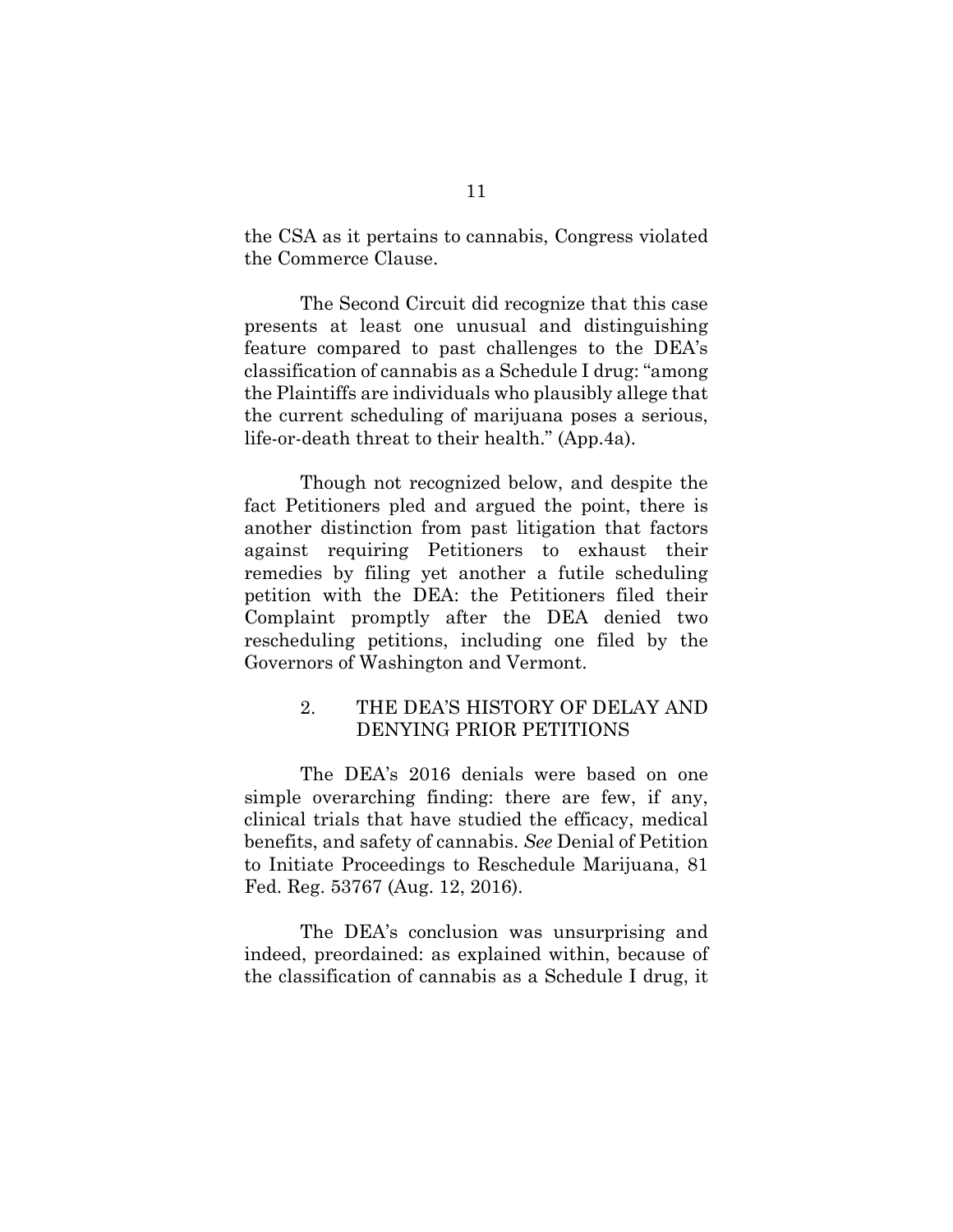the CSA as it pertains to cannabis, Congress violated the Commerce Clause.

The Second Circuit did recognize that this case presents at least one unusual and distinguishing feature compared to past challenges to the DEA's classification of cannabis as a Schedule I drug: "among the Plaintiffs are individuals who plausibly allege that the current scheduling of marijuana poses a serious, life-or-death threat to their health." (App.4a).

Though not recognized below, and despite the fact Petitioners pled and argued the point, there is another distinction from past litigation that factors against requiring Petitioners to exhaust their remedies by filing yet another a futile scheduling petition with the DEA: the Petitioners filed their Complaint promptly after the DEA denied two rescheduling petitions, including one filed by the Governors of Washington and Vermont.

### 2. THE DEA'S HISTORY OF DELAY AND DENYING PRIOR PETITIONS

The DEA's 2016 denials were based on one simple overarching finding: there are few, if any, clinical trials that have studied the efficacy, medical benefits, and safety of cannabis. *See* Denial of Petition to Initiate Proceedings to Reschedule Marijuana, 81 Fed. Reg. 53767 (Aug. 12, 2016).

The DEA's conclusion was unsurprising and indeed, preordained: as explained within, because of the classification of cannabis as a Schedule I drug, it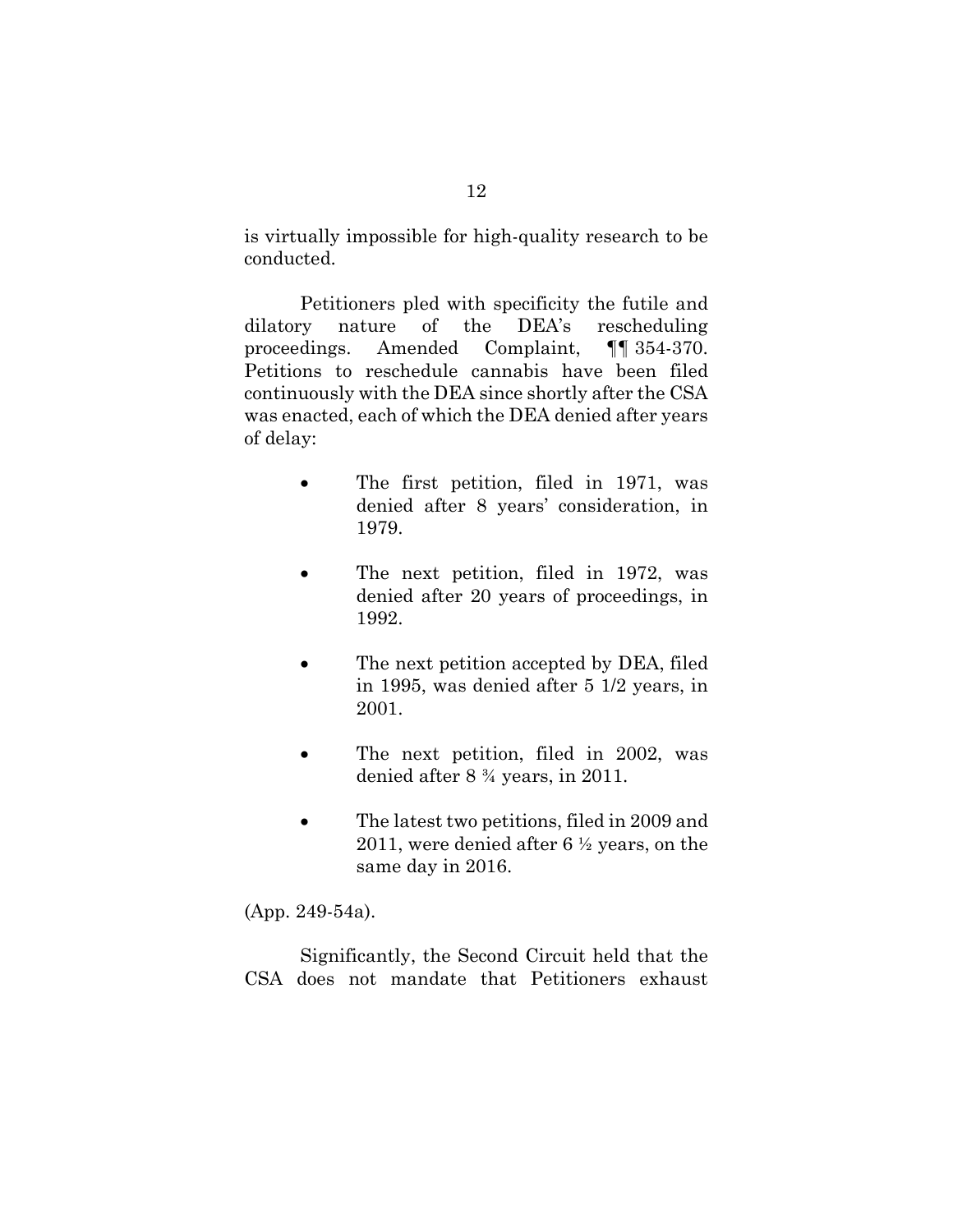is virtually impossible for high-quality research to be conducted.

Petitioners pled with specificity the futile and dilatory nature of the DEA's rescheduling proceedings. Amended Complaint, ¶¶ 354-370. Petitions to reschedule cannabis have been filed continuously with the DEA since shortly after the CSA was enacted, each of which the DEA denied after years of delay:

- The first petition, filed in 1971, was denied after 8 years' consideration, in 1979.
- The next petition, filed in 1972, was denied after 20 years of proceedings, in 1992.
- The next petition accepted by DEA, filed in 1995, was denied after 5 1/2 years, in 2001.
- The next petition, filed in 2002, was denied after 8 ¾ years, in 2011.
- The latest two petitions, filed in 2009 and 2011, were denied after 6 ½ years, on the same day in 2016.

(App. 249-54a).

Significantly, the Second Circuit held that the CSA does not mandate that Petitioners exhaust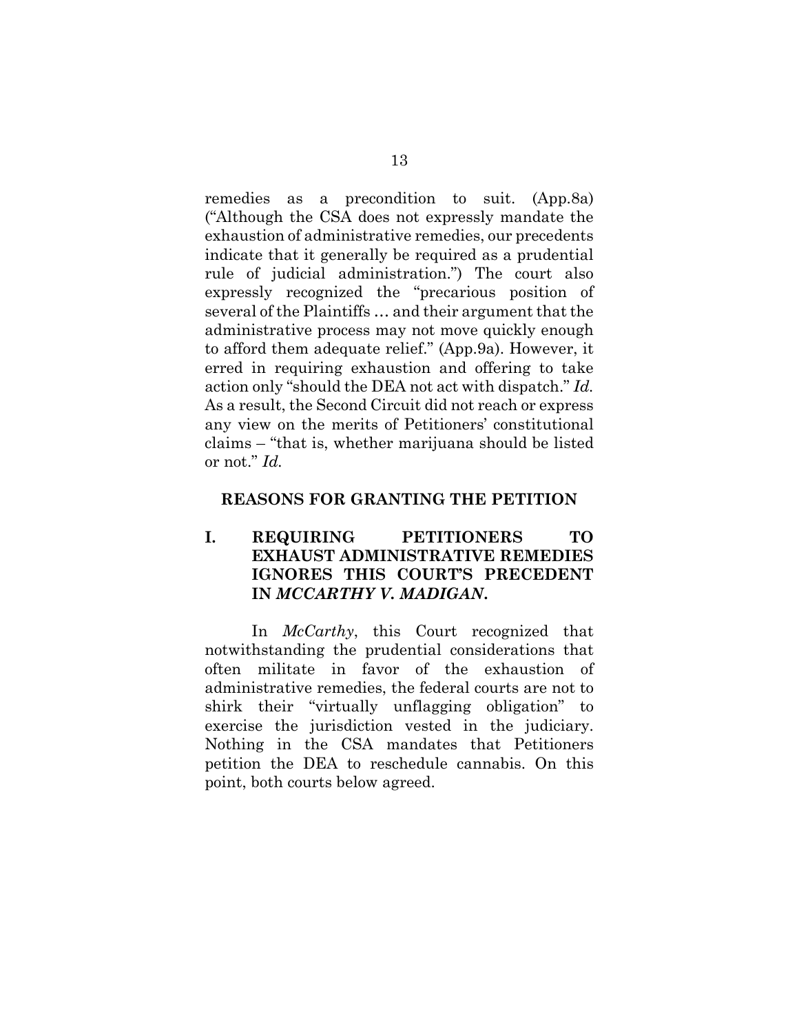remedies as a precondition to suit. (App.8a) ("Although the CSA does not expressly mandate the exhaustion of administrative remedies, our precedents indicate that it generally be required as a prudential rule of judicial administration.") The court also expressly recognized the "precarious position of several of the Plaintiffs … and their argument that the administrative process may not move quickly enough to afford them adequate relief." (App.9a). However, it erred in requiring exhaustion and offering to take action only "should the DEA not act with dispatch." *Id.* As a result, the Second Circuit did not reach or express any view on the merits of Petitioners' constitutional claims – "that is, whether marijuana should be listed or not." *Id.*

## REASONS FOR GRANTING THE PETITION

### I. REQUIRING PETITIONERS TO EXHAUST ADMINISTRATIVE REMEDIES IGNORES THIS COURT'S PRECEDENT IN *MCCARTHY V. MADIGAN*.

In *McCarthy*, this Court recognized that notwithstanding the prudential considerations that often militate in favor of the exhaustion of administrative remedies, the federal courts are not to shirk their "virtually unflagging obligation" to exercise the jurisdiction vested in the judiciary. Nothing in the CSA mandates that Petitioners petition the DEA to reschedule cannabis. On this point, both courts below agreed.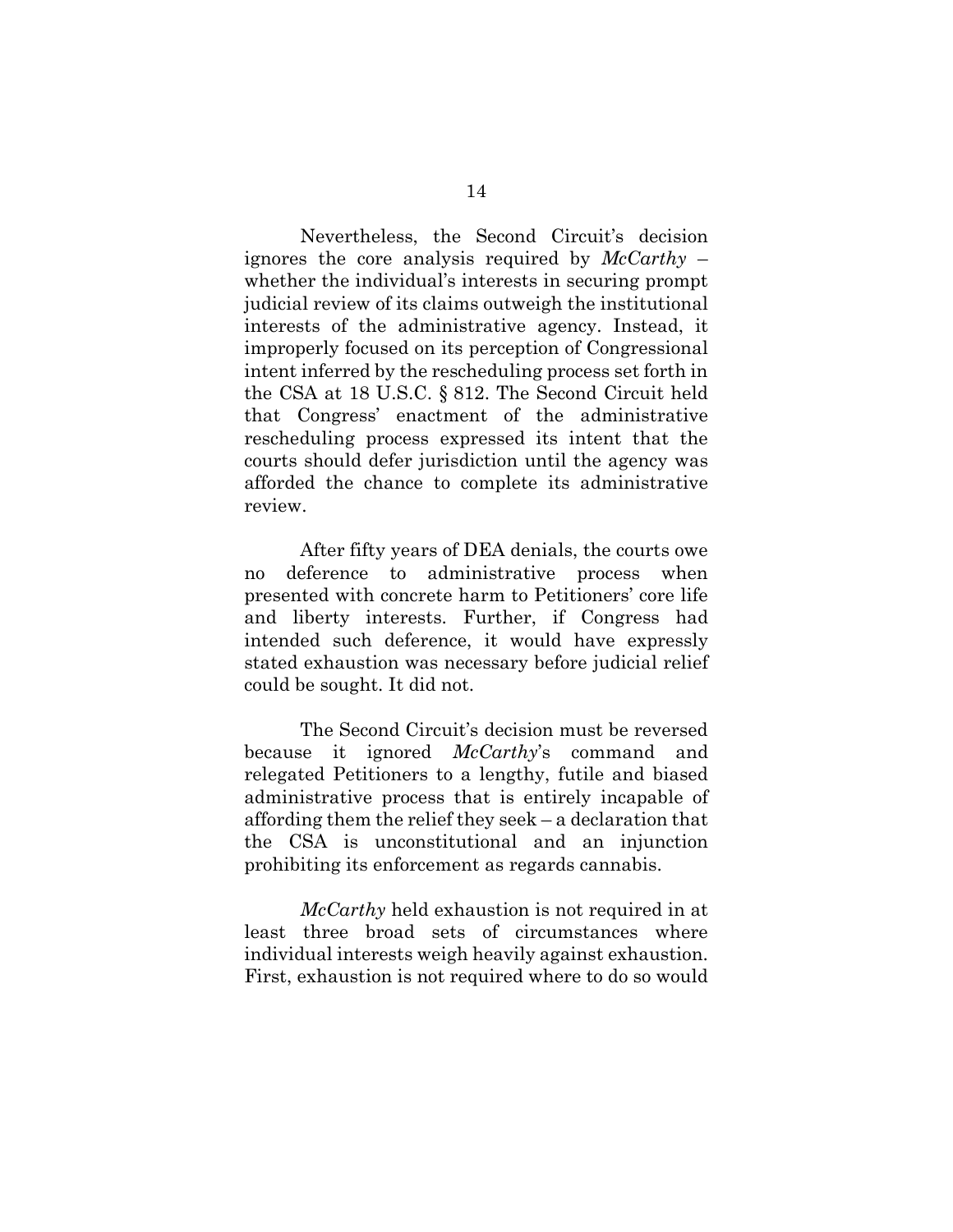Nevertheless, the Second Circuit's decision ignores the core analysis required by *McCarthy* – whether the individual's interests in securing prompt judicial review of its claims outweigh the institutional interests of the administrative agency. Instead, it improperly focused on its perception of Congressional intent inferred by the rescheduling process set forth in the CSA at 18 U.S.C. § 812. The Second Circuit held that Congress' enactment of the administrative rescheduling process expressed its intent that the courts should defer jurisdiction until the agency was afforded the chance to complete its administrative review.

After fifty years of DEA denials, the courts owe no deference to administrative process when presented with concrete harm to Petitioners' core life and liberty interests. Further, if Congress had intended such deference, it would have expressly stated exhaustion was necessary before judicial relief could be sought. It did not.

The Second Circuit's decision must be reversed because it ignored *McCarthy*'s command and relegated Petitioners to a lengthy, futile and biased administrative process that is entirely incapable of affording them the relief they seek – a declaration that the CSA is unconstitutional and an injunction prohibiting its enforcement as regards cannabis.

*McCarthy* held exhaustion is not required in at least three broad sets of circumstances where individual interests weigh heavily against exhaustion. First, exhaustion is not required where to do so would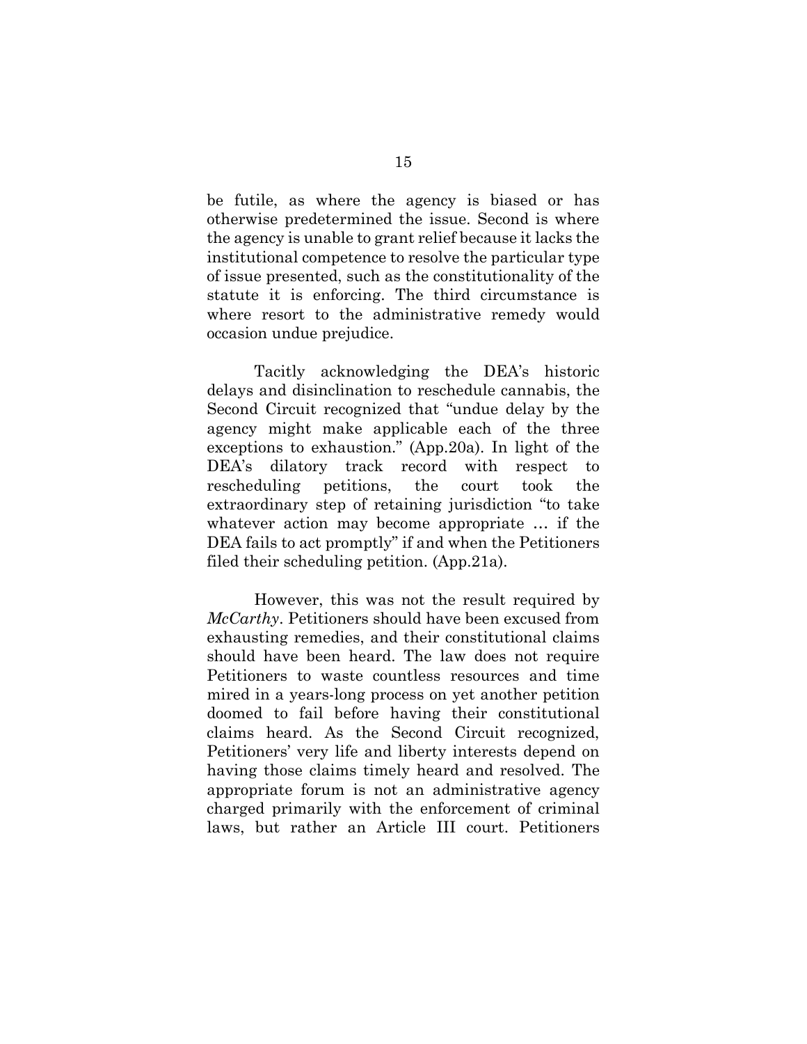be futile, as where the agency is biased or has otherwise predetermined the issue. Second is where the agency is unable to grant relief because it lacks the institutional competence to resolve the particular type of issue presented, such as the constitutionality of the statute it is enforcing. The third circumstance is where resort to the administrative remedy would occasion undue prejudice.

Tacitly acknowledging the DEA's historic delays and disinclination to reschedule cannabis, the Second Circuit recognized that "undue delay by the agency might make applicable each of the three exceptions to exhaustion." (App.20a). In light of the DEA's dilatory track record with respect to rescheduling petitions, the court took the extraordinary step of retaining jurisdiction "to take whatever action may become appropriate … if the DEA fails to act promptly" if and when the Petitioners filed their scheduling petition. (App.21a).

However, this was not the result required by *McCarthy*. Petitioners should have been excused from exhausting remedies, and their constitutional claims should have been heard. The law does not require Petitioners to waste countless resources and time mired in a years-long process on yet another petition doomed to fail before having their constitutional claims heard. As the Second Circuit recognized, Petitioners' very life and liberty interests depend on having those claims timely heard and resolved. The appropriate forum is not an administrative agency charged primarily with the enforcement of criminal laws, but rather an Article III court. Petitioners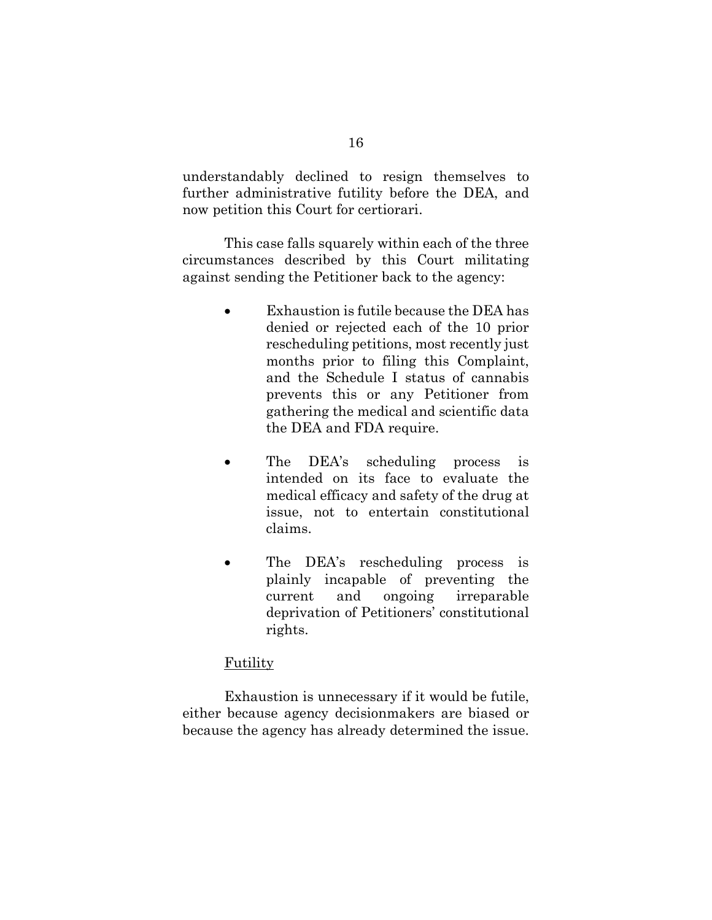understandably declined to resign themselves to further administrative futility before the DEA, and now petition this Court for certiorari.

This case falls squarely within each of the three circumstances described by this Court militating against sending the Petitioner back to the agency:

- Exhaustion is futile because the DEA has denied or rejected each of the 10 prior rescheduling petitions, most recently just months prior to filing this Complaint, and the Schedule I status of cannabis prevents this or any Petitioner from gathering the medical and scientific data the DEA and FDA require.
- The DEA's scheduling process is intended on its face to evaluate the medical efficacy and safety of the drug at issue, not to entertain constitutional claims.
- The DEA's rescheduling process is plainly incapable of preventing the current and ongoing irreparable deprivation of Petitioners' constitutional rights.

<u>Futility</u>

Exhaustion is unnecessary if it would be futile, either because agency decisionmakers are biased or because the agency has already determined the issue.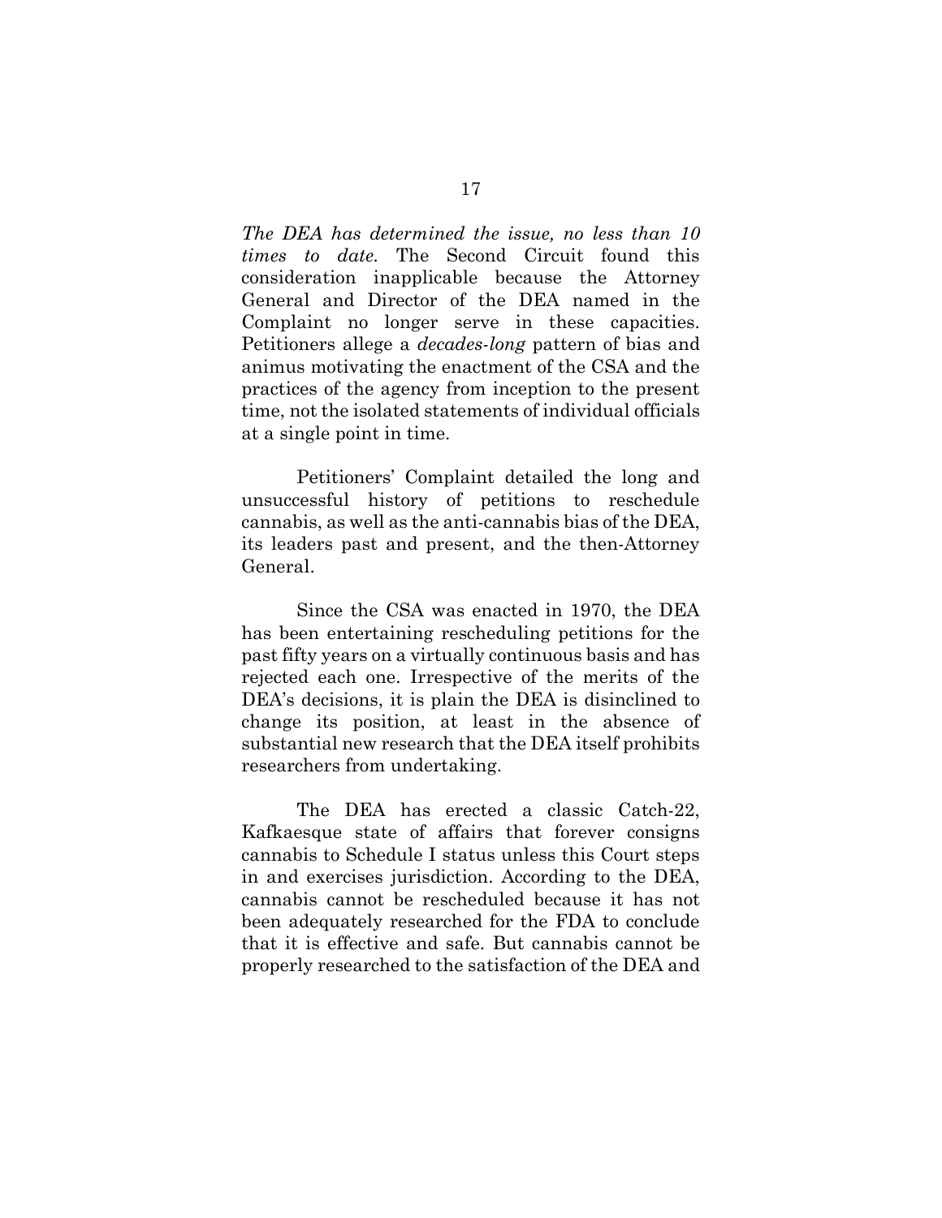*The DEA has determined the issue, no less than 10 times to date.* The Second Circuit found this consideration inapplicable because the Attorney General and Director of the DEA named in the Complaint no longer serve in these capacities. Petitioners allege a *decades-long* pattern of bias and animus motivating the enactment of the CSA and the practices of the agency from inception to the present time, not the isolated statements of individual officials at a single point in time.

Petitioners' Complaint detailed the long and unsuccessful history of petitions to reschedule cannabis, as well as the anti-cannabis bias of the DEA, its leaders past and present, and the then-Attorney General.

Since the CSA was enacted in 1970, the DEA has been entertaining rescheduling petitions for the past fifty years on a virtually continuous basis and has rejected each one. Irrespective of the merits of the DEA's decisions, it is plain the DEA is disinclined to change its position, at least in the absence of substantial new research that the DEA itself prohibits researchers from undertaking.

The DEA has erected a classic Catch-22, Kafkaesque state of affairs that forever consigns cannabis to Schedule I status unless this Court steps in and exercises jurisdiction. According to the DEA, cannabis cannot be rescheduled because it has not been adequately researched for the FDA to conclude that it is effective and safe. But cannabis cannot be properly researched to the satisfaction of the DEA and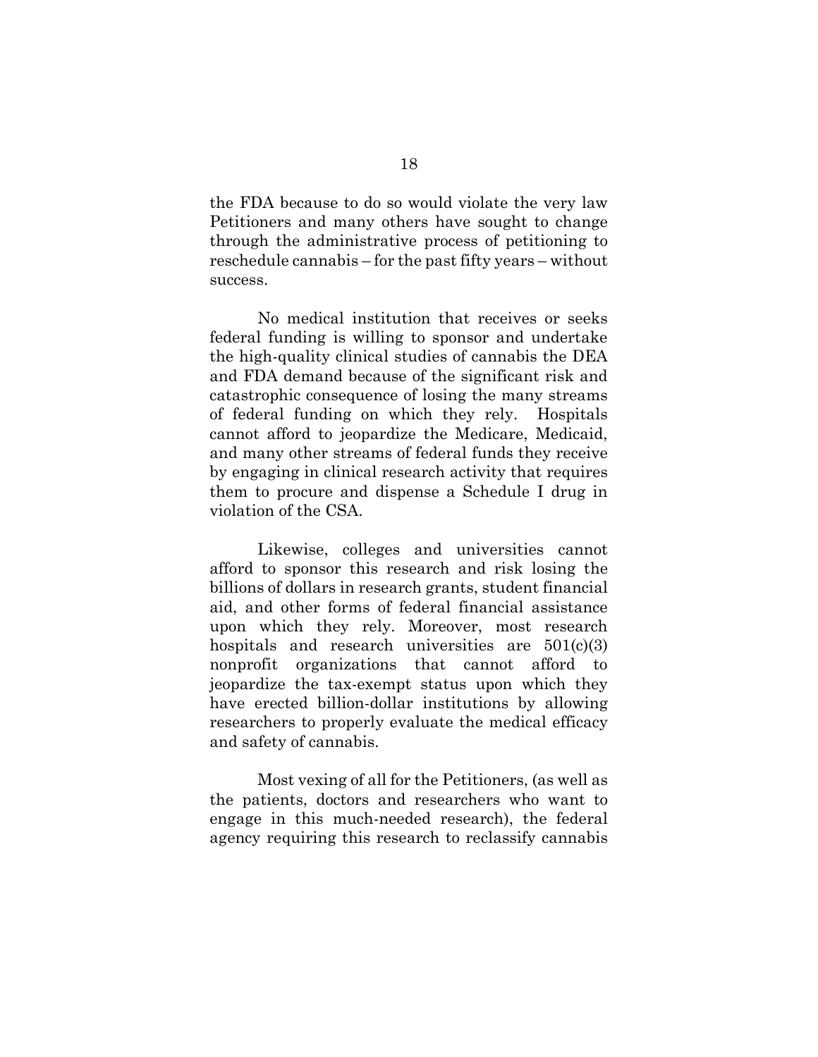the FDA because to do so would violate the very law Petitioners and many others have sought to change through the administrative process of petitioning to reschedule cannabis – for the past fifty years – without success.

No medical institution that receives or seeks federal funding is willing to sponsor and undertake the high-quality clinical studies of cannabis the DEA and FDA demand because of the significant risk and catastrophic consequence of losing the many streams of federal funding on which they rely. Hospitals cannot afford to jeopardize the Medicare, Medicaid, and many other streams of federal funds they receive by engaging in clinical research activity that requires them to procure and dispense a Schedule I drug in violation of the CSA.

Likewise, colleges and universities cannot afford to sponsor this research and risk losing the billions of dollars in research grants, student financial aid, and other forms of federal financial assistance upon which they rely. Moreover, most research hospitals and research universities are 501(c)(3) nonprofit organizations that cannot afford to jeopardize the tax-exempt status upon which they have erected billion-dollar institutions by allowing researchers to properly evaluate the medical efficacy and safety of cannabis.

Most vexing of all for the Petitioners, (as well as the patients, doctors and researchers who want to engage in this much-needed research), the federal agency requiring this research to reclassify cannabis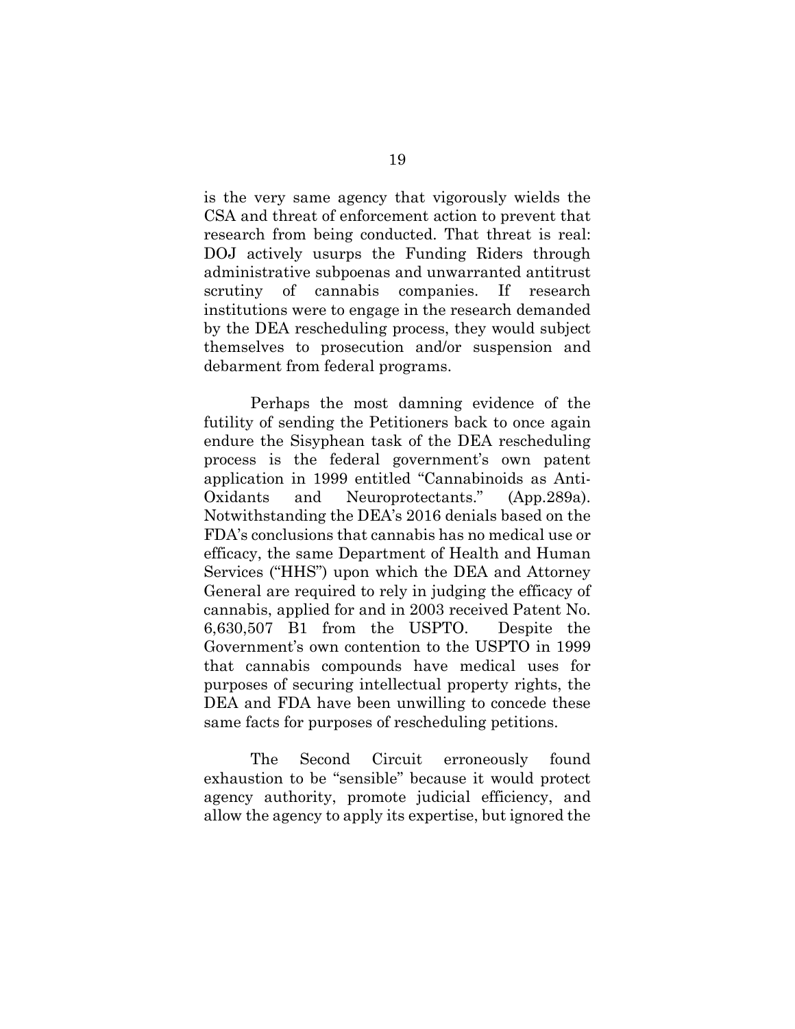is the very same agency that vigorously wields the CSA and threat of enforcement action to prevent that research from being conducted. That threat is real: DOJ actively usurps the Funding Riders through administrative subpoenas and unwarranted antitrust scrutiny of cannabis companies. If research institutions were to engage in the research demanded by the DEA rescheduling process, they would subject themselves to prosecution and/or suspension and debarment from federal programs.

Perhaps the most damning evidence of the futility of sending the Petitioners back to once again endure the Sisyphean task of the DEA rescheduling process is the federal government's own patent application in 1999 entitled "Cannabinoids as Anti-Oxidants and Neuroprotectants." (App.289a). Notwithstanding the DEA's 2016 denials based on the FDA's conclusions that cannabis has no medical use or efficacy, the same Department of Health and Human Services ("HHS") upon which the DEA and Attorney General are required to rely in judging the efficacy of cannabis, applied for and in 2003 received Patent No. 6,630,507 B1 from the USPTO. Despite the Government's own contention to the USPTO in 1999 that cannabis compounds have medical uses for purposes of securing intellectual property rights, the DEA and FDA have been unwilling to concede these same facts for purposes of rescheduling petitions.

The Second Circuit erroneously found exhaustion to be "sensible" because it would protect agency authority, promote judicial efficiency, and allow the agency to apply its expertise, but ignored the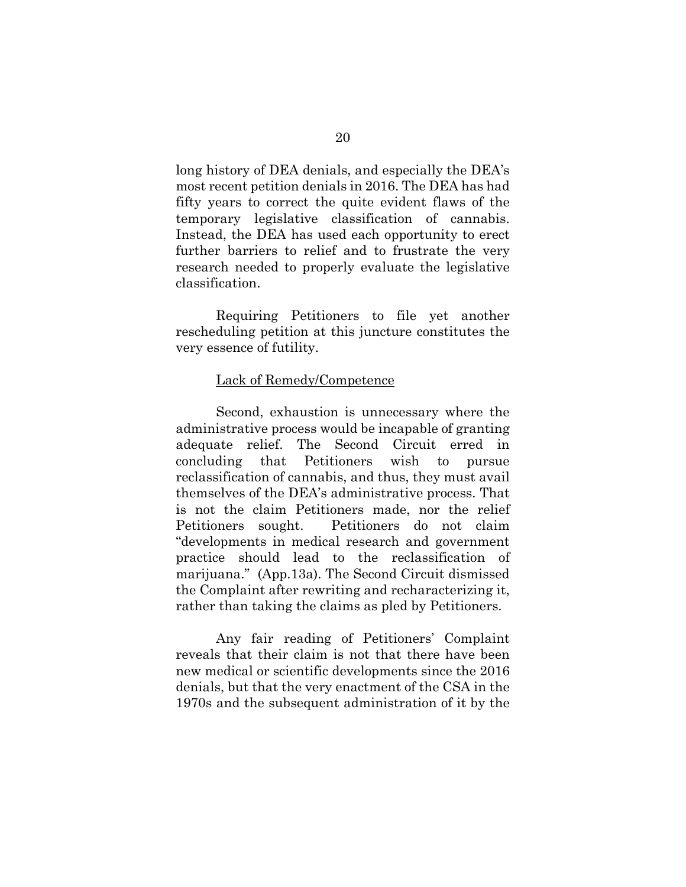long history of DEA denials, and especially the DEA's most recent petition denials in 2016. The DEA has had fifty years to correct the quite evident flaws of the temporary legislative classification of cannabis. Instead, the DEA has used each opportunity to erect further barriers to relief and to frustrate the very research needed to properly evaluate the legislative classification.

Requiring Petitioners to file yet another rescheduling petition at this juncture constitutes the very essence of futility.

<u>Lack of Remedy/Competence</u>

Second, exhaustion is unnecessary where the administrative process would be incapable of granting adequate relief. The Second Circuit erred in concluding that Petitioners wish to pursue reclassification of cannabis, and thus, they must avail themselves of the DEA's administrative process. That is not the claim Petitioners made, nor the relief Petitioners sought. Petitioners do not claim "developments in medical research and government practice should lead to the reclassification of marijuana." (App.13a). The Second Circuit dismissed the Complaint after rewriting and recharacterizing it, rather than taking the claims as pled by Petitioners.

Any fair reading of Petitioners' Complaint reveals that their claim is not that there have been new medical or scientific developments since the 2016 denials, but that the very enactment of the CSA in the 1970s and the subsequent administration of it by the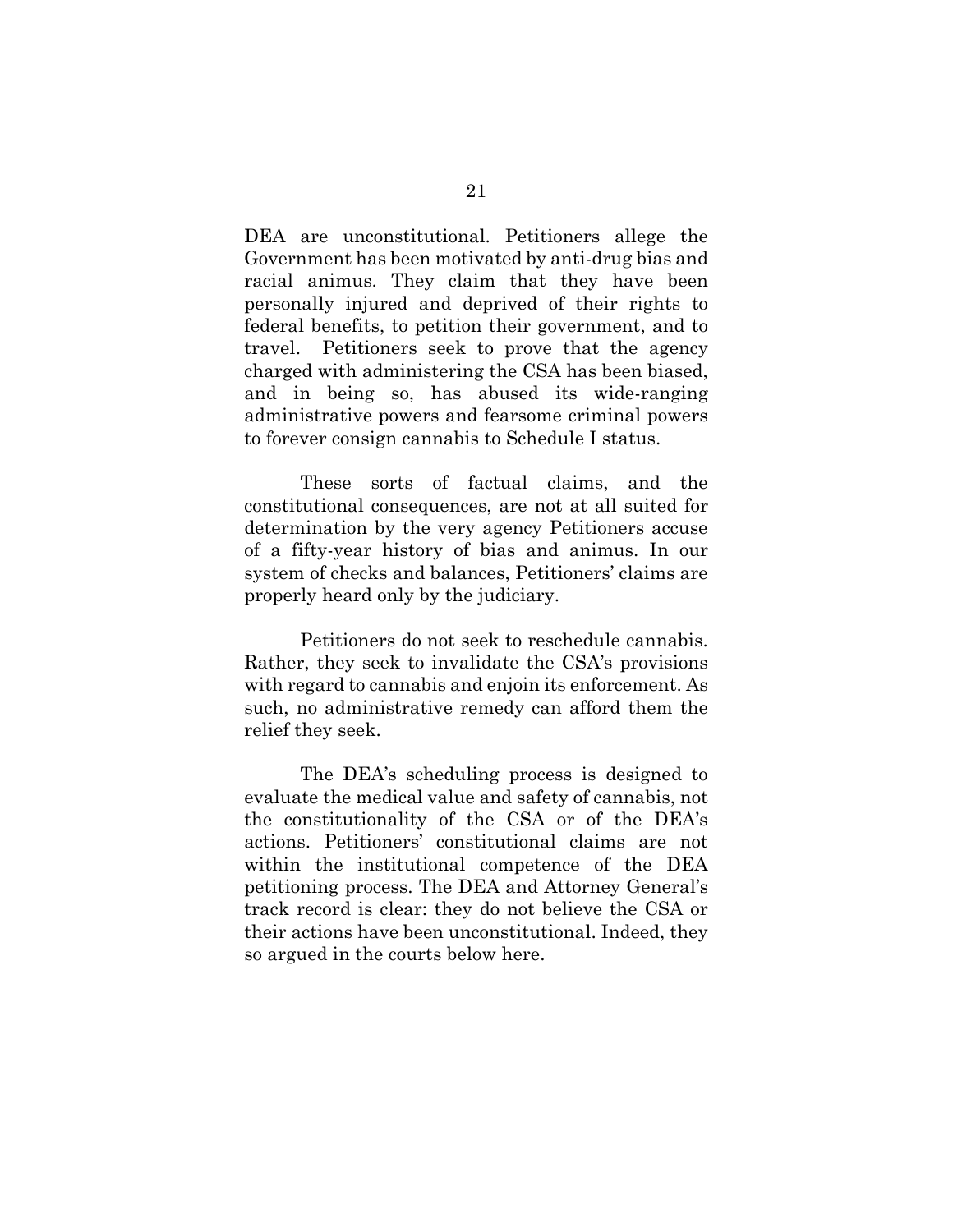DEA are unconstitutional. Petitioners allege the Government has been motivated by anti-drug bias and racial animus. They claim that they have been personally injured and deprived of their rights to federal benefits, to petition their government, and to travel. Petitioners seek to prove that the agency charged with administering the CSA has been biased, and in being so, has abused its wide-ranging administrative powers and fearsome criminal powers to forever consign cannabis to Schedule I status.

These sorts of factual claims, and the constitutional consequences, are not at all suited for determination by the very agency Petitioners accuse of a fifty-year history of bias and animus. In our system of checks and balances, Petitioners' claims are properly heard only by the judiciary.

Petitioners do not seek to reschedule cannabis. Rather, they seek to invalidate the CSA's provisions with regard to cannabis and enjoin its enforcement. As such, no administrative remedy can afford them the relief they seek.

The DEA's scheduling process is designed to evaluate the medical value and safety of cannabis, not the constitutionality of the CSA or of the DEA's actions. Petitioners' constitutional claims are not within the institutional competence of the DEA petitioning process. The DEA and Attorney General's track record is clear: they do not believe the CSA or their actions have been unconstitutional. Indeed, they so argued in the courts below here.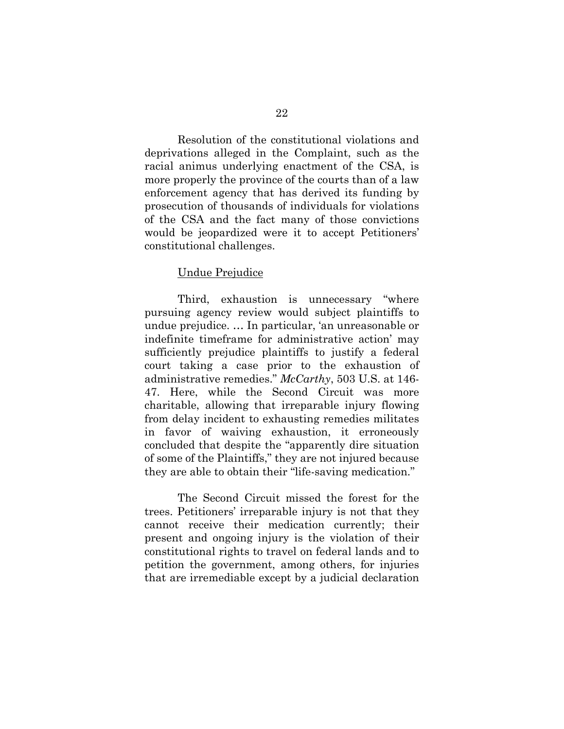Resolution of the constitutional violations and deprivations alleged in the Complaint, such as the racial animus underlying enactment of the CSA, is more properly the province of the courts than of a law enforcement agency that has derived its funding by prosecution of thousands of individuals for violations of the CSA and the fact many of those convictions would be jeopardized were it to accept Petitioners' constitutional challenges.

Undue Prejudice

Third, exhaustion is unnecessary "where pursuing agency review would subject plaintiffs to undue prejudice. … In particular, 'an unreasonable or indefinite timeframe for administrative action' may sufficiently prejudice plaintiffs to justify a federal court taking a case prior to the exhaustion of administrative remedies." *McCarthy*, 503 U.S. at 146-47. Here, while the Second Circuit was more charitable, allowing that irreparable injury flowing from delay incident to exhausting remedies militates in favor of waiving exhaustion, it erroneously concluded that despite the "apparently dire situation of some of the Plaintiffs," they are not injured because they are able to obtain their "life-saving medication."

The Second Circuit missed the forest for the trees. Petitioners' irreparable injury is not that they cannot receive their medication currently; their present and ongoing injury is the violation of their constitutional rights to travel on federal lands and to petition the government, among others, for injuries that are irremediable except by a judicial declaration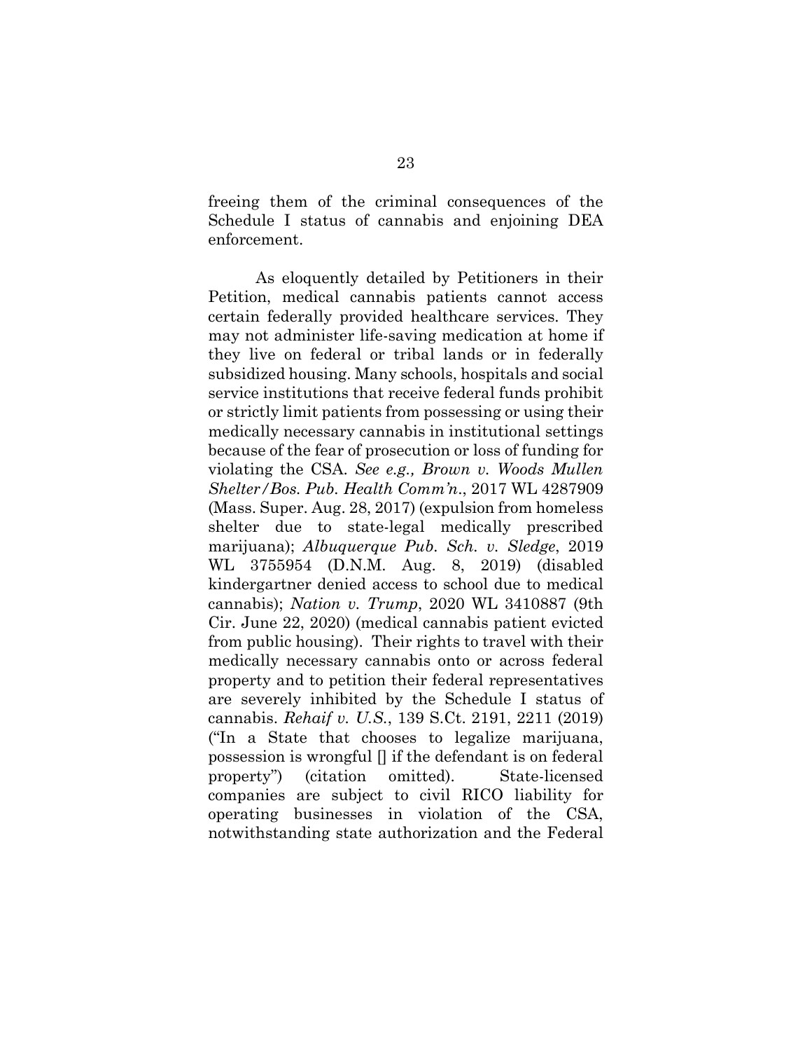freeing them of the criminal consequences of the Schedule I status of cannabis and enjoining DEA enforcement.

As eloquently detailed by Petitioners in their Petition, medical cannabis patients cannot access certain federally provided healthcare services. They may not administer life-saving medication at home if they live on federal or tribal lands or in federally subsidized housing. Many schools, hospitals and social service institutions that receive federal funds prohibit or strictly limit patients from possessing or using their medically necessary cannabis in institutional settings because of the fear of prosecution or loss of funding for violating the CSA. *See e.g., Brown v. Woods Mullen Shelter/Bos. Pub. Health Comm'n*., 2017 WL 4287909 (Mass. Super. Aug. 28, 2017) (expulsion from homeless shelter due to state-legal medically prescribed marijuana); *Albuquerque Pub. Sch. v. Sledge*, 2019 WL 3755954 (D.N.M. Aug. 8, 2019) (disabled kindergartner denied access to school due to medical cannabis); *Nation v. Trump*, 2020 WL 3410887 (9th Cir. June 22, 2020) (medical cannabis patient evicted from public housing). Their rights to travel with their medically necessary cannabis onto or across federal property and to petition their federal representatives are severely inhibited by the Schedule I status of cannabis. *Rehaif v. U.S.*, 139 S.Ct. 2191, 2211 (2019) ("In a State that chooses to legalize marijuana, possession is wrongful [] if the defendant is on federal property") (citation omitted). State-licensed companies are subject to civil RICO liability for operating businesses in violation of the CSA, notwithstanding state authorization and the Federal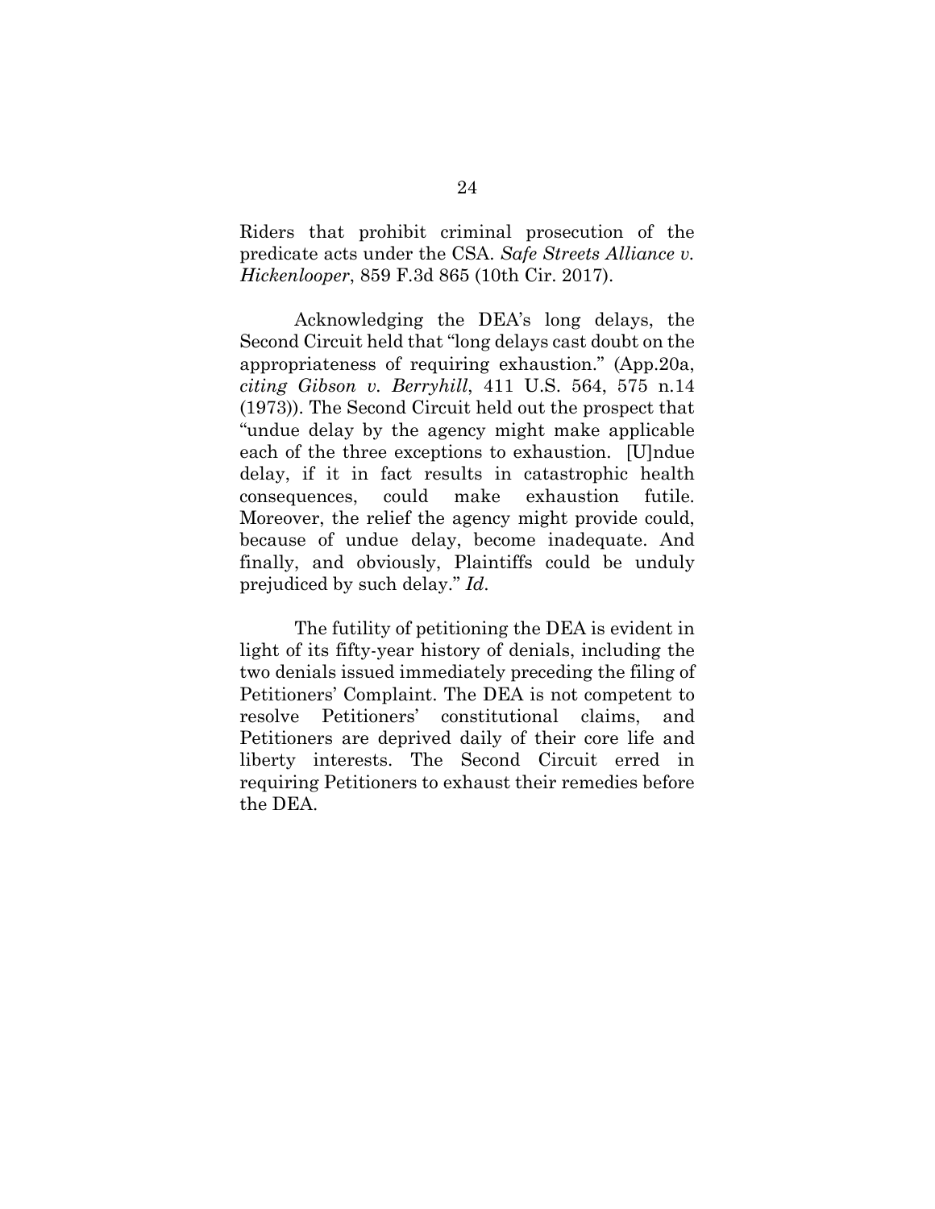Riders that prohibit criminal prosecution of the predicate acts under the CSA. *Safe Streets Alliance v. Hickenlooper*, 859 F.3d 865 (10th Cir. 2017).

Acknowledging the DEA's long delays, the Second Circuit held that "long delays cast doubt on the appropriateness of requiring exhaustion." (App.20a, *citing Gibson v. Berryhill*, 411 U.S. 564, 575 n.14 (1973)). The Second Circuit held out the prospect that "undue delay by the agency might make applicable each of the three exceptions to exhaustion. [U]ndue delay, if it in fact results in catastrophic health consequences, could make exhaustion futile. Moreover, the relief the agency might provide could, because of undue delay, become inadequate. And finally, and obviously, Plaintiffs could be unduly prejudiced by such delay." *Id.*

The futility of petitioning the DEA is evident in light of its fifty-year history of denials, including the two denials issued immediately preceding the filing of Petitioners' Complaint. The DEA is not competent to resolve Petitioners' constitutional claims, and Petitioners are deprived daily of their core life and liberty interests. The Second Circuit erred in requiring Petitioners to exhaust their remedies before the DEA.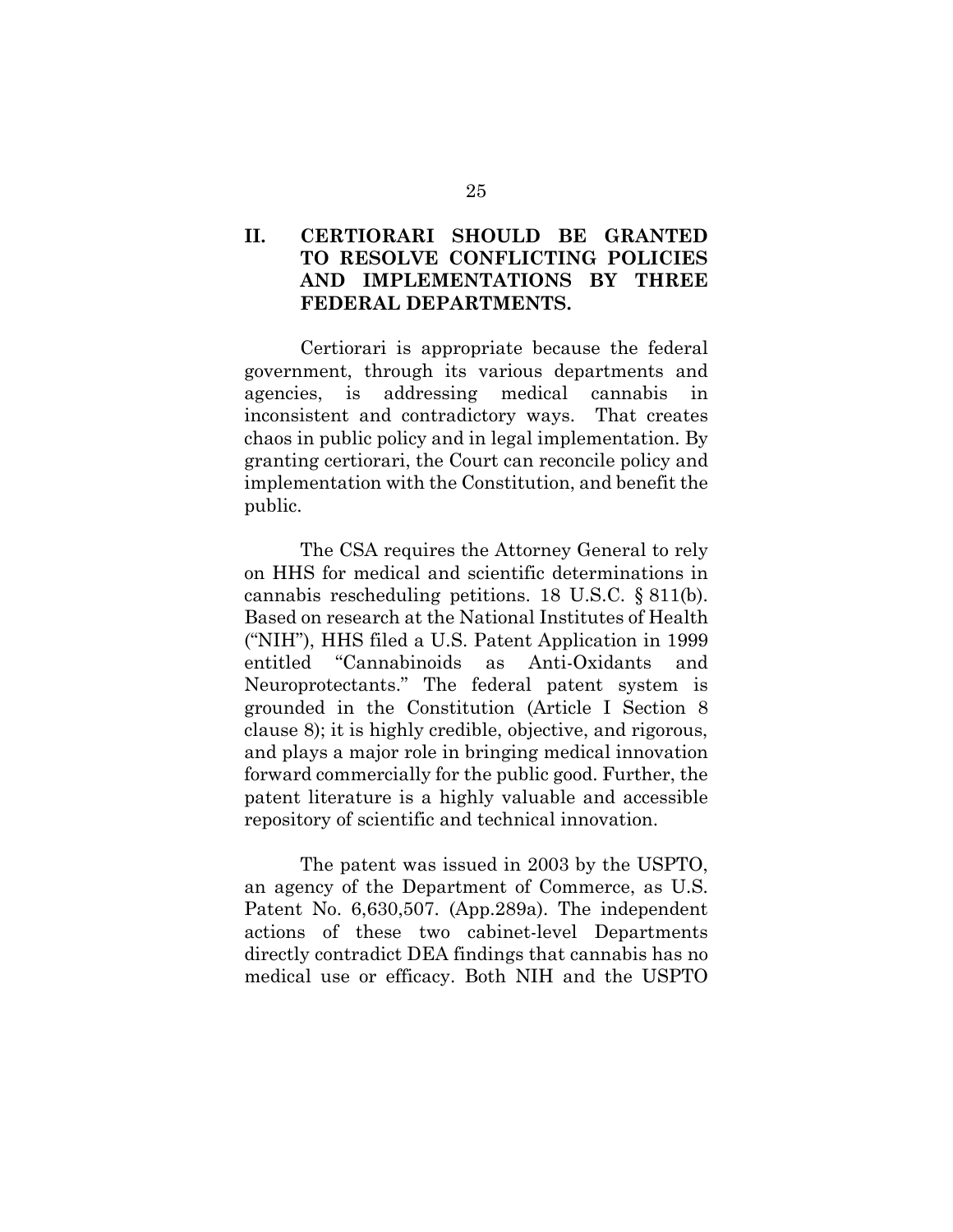## II. CERTIORARI SHOULD BE GRANTED TO RESOLVE CONFLICTING POLICIES AND IMPLEMENTATIONS BY THREE FEDERAL DEPARTMENTS.

Certiorari is appropriate because the federal government, through its various departments and agencies, is addressing medical cannabis in inconsistent and contradictory ways. That creates chaos in public policy and in legal implementation. By granting certiorari, the Court can reconcile policy and implementation with the Constitution, and benefit the public.

The CSA requires the Attorney General to rely on HHS for medical and scientific determinations in cannabis rescheduling petitions. 18 U.S.C. § 811(b). Based on research at the National Institutes of Health ("NIH"), HHS filed a U.S. Patent Application in 1999 entitled "Cannabinoids as Anti-Oxidants and Neuroprotectants." The federal patent system is grounded in the Constitution (Article I Section 8 clause 8); it is highly credible, objective, and rigorous, and plays a major role in bringing medical innovation forward commercially for the public good. Further, the patent literature is a highly valuable and accessible repository of scientific and technical innovation.

The patent was issued in 2003 by the USPTO, an agency of the Department of Commerce, as U.S. Patent No. 6,630,507. (App.289a). The independent actions of these two cabinet-level Departments directly contradict DEA findings that cannabis has no medical use or efficacy. Both NIH and the USPTO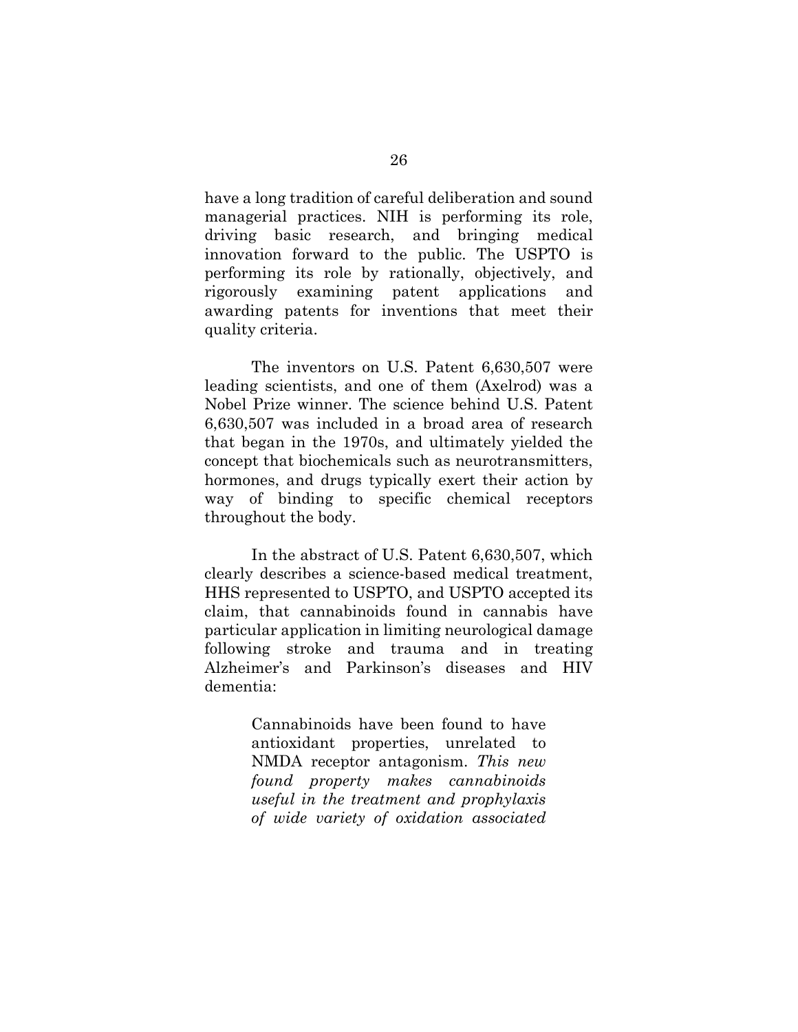have a long tradition of careful deliberation and sound managerial practices. NIH is performing its role, driving basic research, and bringing medical innovation forward to the public. The USPTO is performing its role by rationally, objectively, and rigorously examining patent applications and awarding patents for inventions that meet their quality criteria.

The inventors on U.S. Patent 6,630,507 were leading scientists, and one of them (Axelrod) was a Nobel Prize winner. The science behind U.S. Patent 6,630,507 was included in a broad area of research that began in the 1970s, and ultimately yielded the concept that biochemicals such as neurotransmitters, hormones, and drugs typically exert their action by way of binding to specific chemical receptors throughout the body.

In the abstract of U.S. Patent 6,630,507, which clearly describes a science-based medical treatment, HHS represented to USPTO, and USPTO accepted its claim, that cannabinoids found in cannabis have particular application in limiting neurological damage following stroke and trauma and in treating Alzheimer's and Parkinson's diseases and HIV dementia:

> Cannabinoids have been found to have antioxidant properties, unrelated to NMDA receptor antagonism. *This new found property makes cannabinoids useful in the treatment and prophylaxis of wide variety of oxidation associated*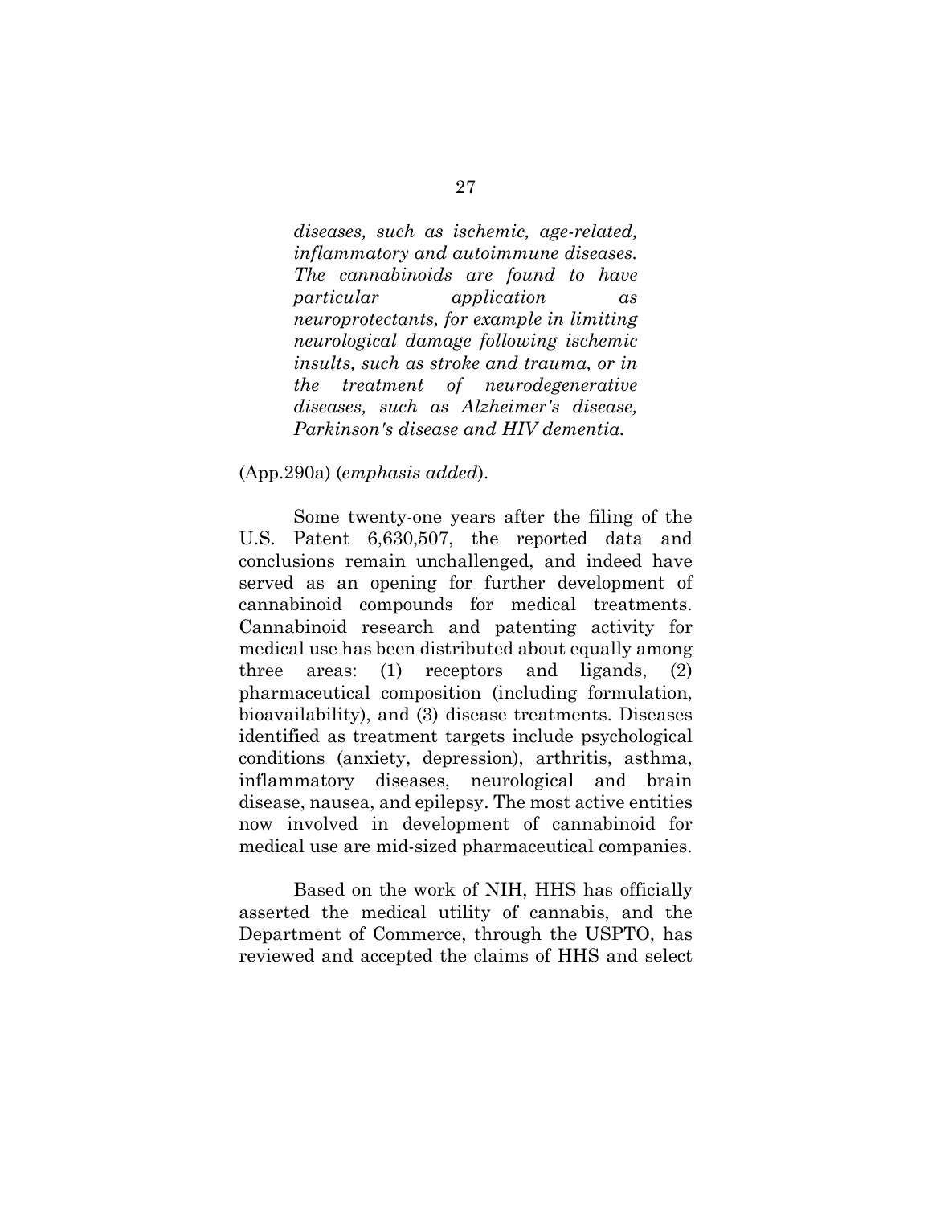> *diseases, such as ischemic, age-related, inflammatory and autoimmune diseases. The cannabinoids are found to have particular application as neuroprotectants, for example in limiting neurological damage following ischemic insults, such as stroke and trauma, or in the treatment of neurodegenerative diseases, such as Alzheimer's disease, Parkinson's disease and HIV dementia.*

(App.290a) (*emphasis added*).

Some twenty-one years after the filing of the U.S. Patent 6,630,507, the reported data and conclusions remain unchallenged, and indeed have served as an opening for further development of cannabinoid compounds for medical treatments. Cannabinoid research and patenting activity for medical use has been distributed about equally among three areas: (1) receptors and ligands, (2) pharmaceutical composition (including formulation, bioavailability), and (3) disease treatments. Diseases identified as treatment targets include psychological conditions (anxiety, depression), arthritis, asthma, inflammatory diseases, neurological and brain disease, nausea, and epilepsy. The most active entities now involved in development of cannabinoid for medical use are mid-sized pharmaceutical companies.

Based on the work of NIH, HHS has officially asserted the medical utility of cannabis, and the Department of Commerce, through the USPTO, has reviewed and accepted the claims of HHS and select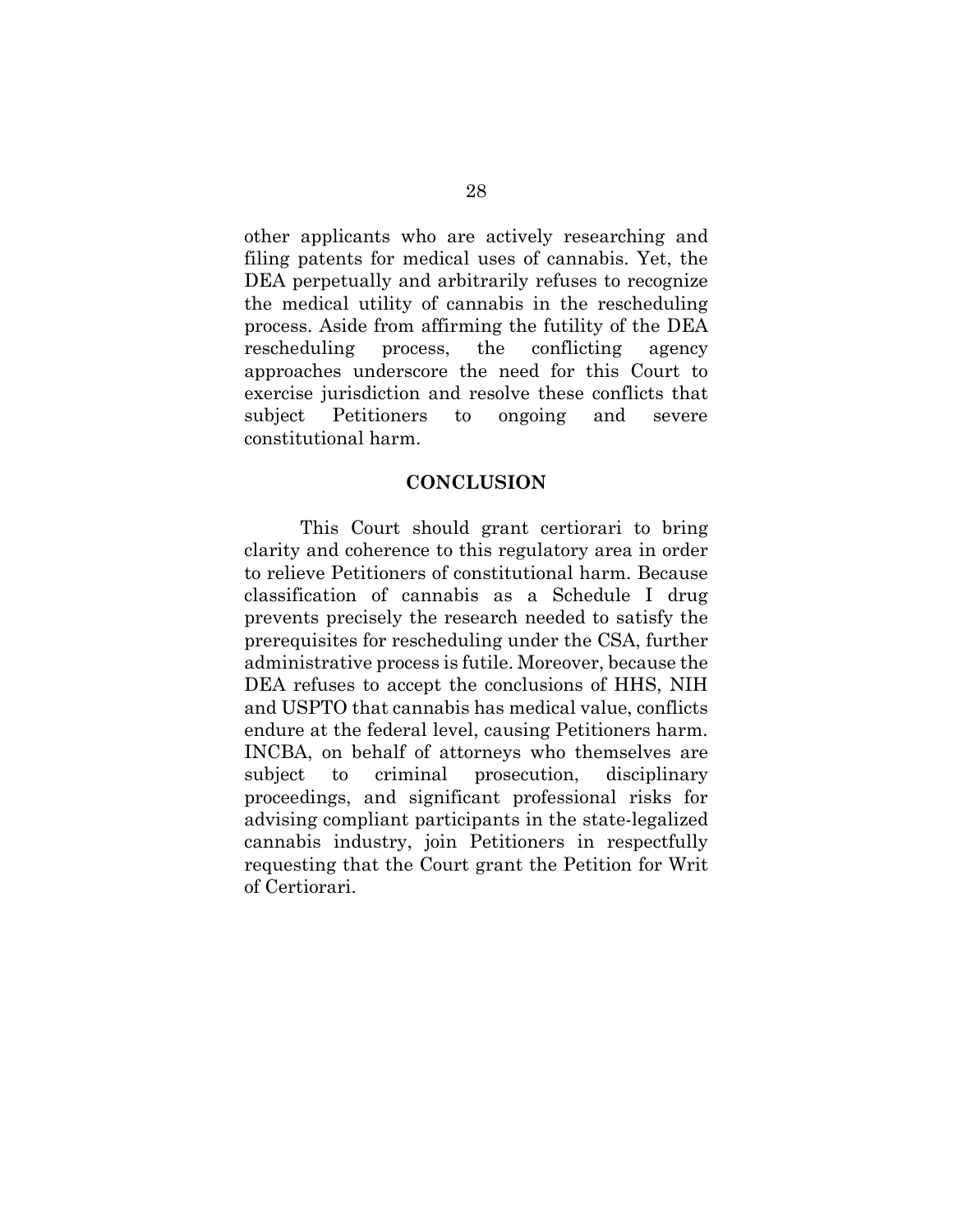other applicants who are actively researching and filing patents for medical uses of cannabis. Yet, the DEA perpetually and arbitrarily refuses to recognize the medical utility of cannabis in the rescheduling process. Aside from affirming the futility of the DEA rescheduling process, the conflicting agency approaches underscore the need for this Court to exercise jurisdiction and resolve these conflicts that subject Petitioners to ongoing and severe constitutional harm.

## CONCLUSION

This Court should grant certiorari to bring clarity and coherence to this regulatory area in order to relieve Petitioners of constitutional harm. Because classification of cannabis as a Schedule I drug prevents precisely the research needed to satisfy the prerequisites for rescheduling under the CSA, further administrative process is futile. Moreover, because the DEA refuses to accept the conclusions of HHS, NIH and USPTO that cannabis has medical value, conflicts endure at the federal level, causing Petitioners harm. INCBA, on behalf of attorneys who themselves are subject to criminal prosecution, disciplinary proceedings, and significant professional risks for advising compliant participants in the state-legalized cannabis industry, join Petitioners in respectfully requesting that the Court grant the Petition for Writ of Certiorari.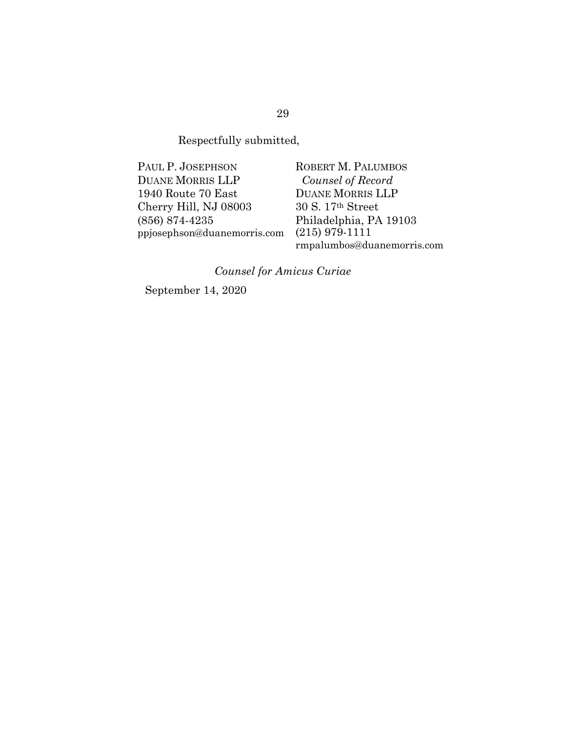Respectfully submitted,

PAUL P. JOSEPHSON
DUANE MORRIS LLP
1940 Route 70 East
Cherry Hill, NJ 08003
(856) 874-4235
ppjosephson@duanemorris.com

ROBERT M. PALUMBOS
*Counsel of Record*
DUANE MORRIS LLP
30 S. 17th Street
Philadelphia, PA 19103
(215) 979-1111
rmpalumbos@duanemorris.com

*Counsel for Amicus Curiae*

September 14, 2020